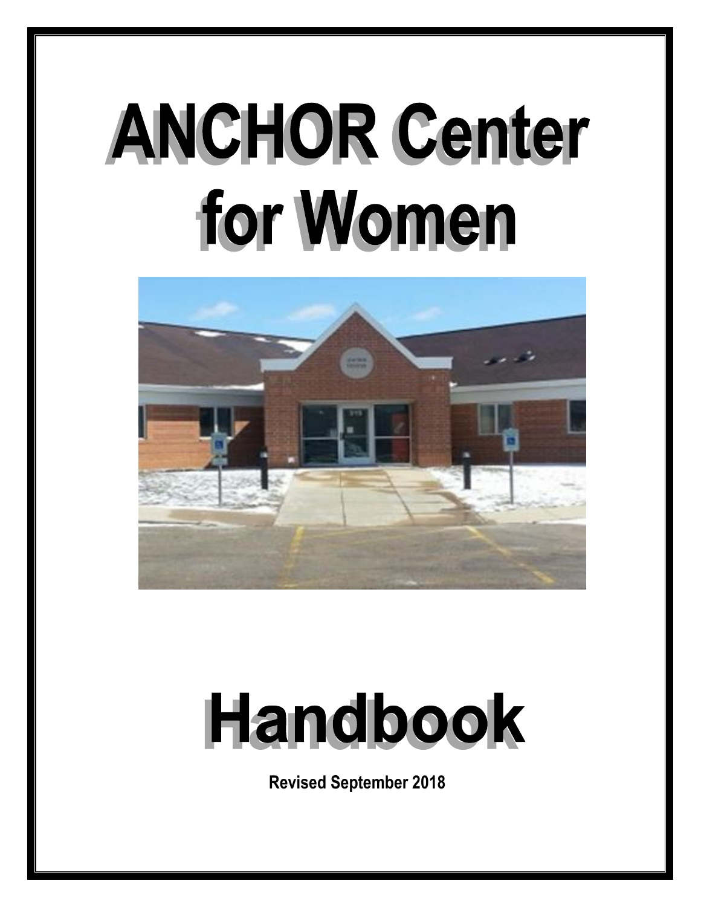# ANCHOR Center for Women

# Handbook

**Revised September 2018**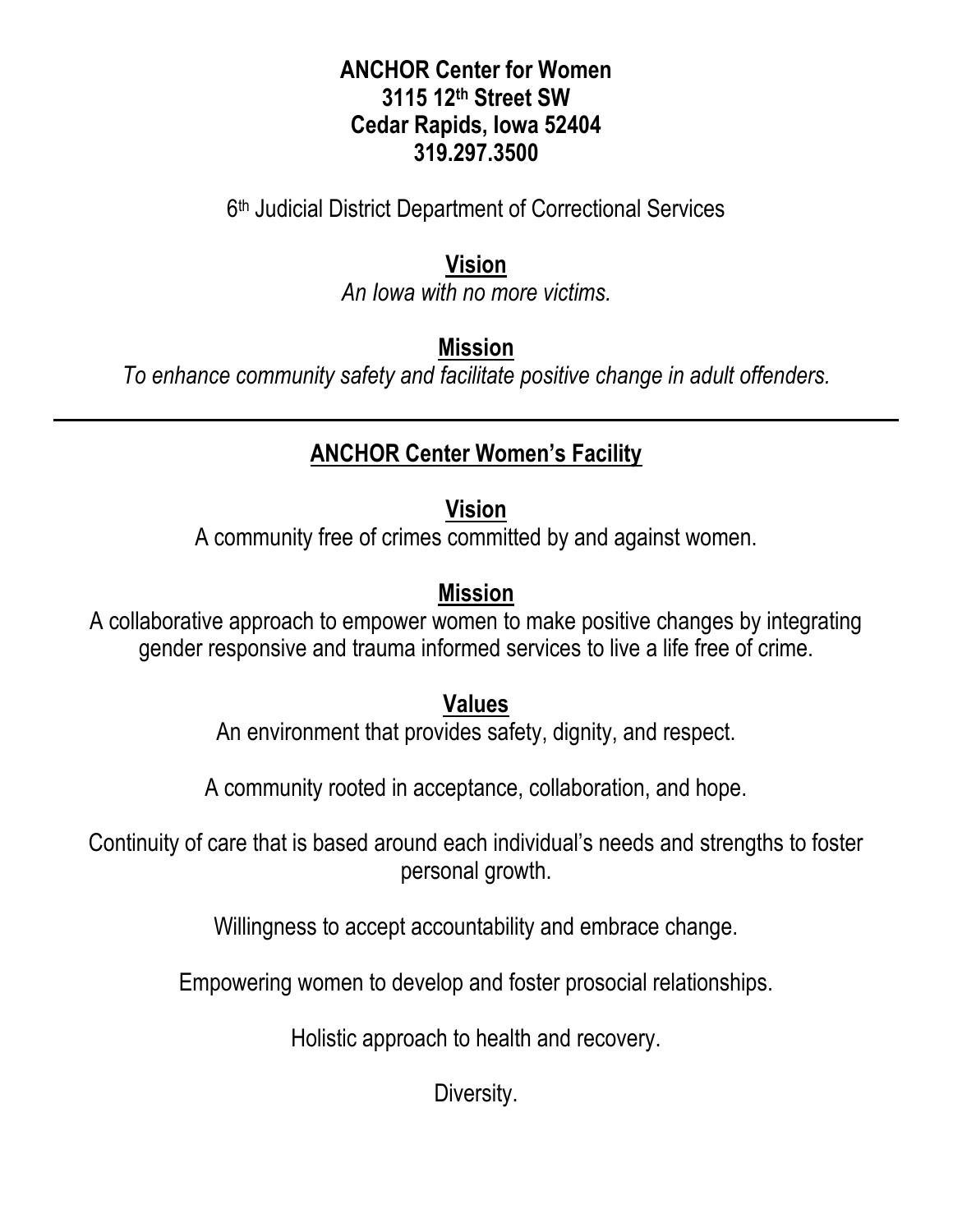**ANCHOR Center for Women**
**3115 12th Street SW**
**Cedar Rapids, Iowa 52404**
**319.297.3500**

6th Judicial District Department of Correctional Services

## Vision

*An Iowa with no more victims.*

## Mission

*To enhance community safety and facilitate positive change in adult offenders.*

---

## ANCHOR Center Women's Facility

### Vision

A community free of crimes committed by and against women.

### Mission

A collaborative approach to empower women to make positive changes by integrating gender responsive and trauma informed services to live a life free of crime.

### Values

An environment that provides safety, dignity, and respect.

A community rooted in acceptance, collaboration, and hope.

Continuity of care that is based around each individual's needs and strengths to foster personal growth.

Willingness to accept accountability and embrace change.

Empowering women to develop and foster prosocial relationships.

Holistic approach to health and recovery.

Diversity.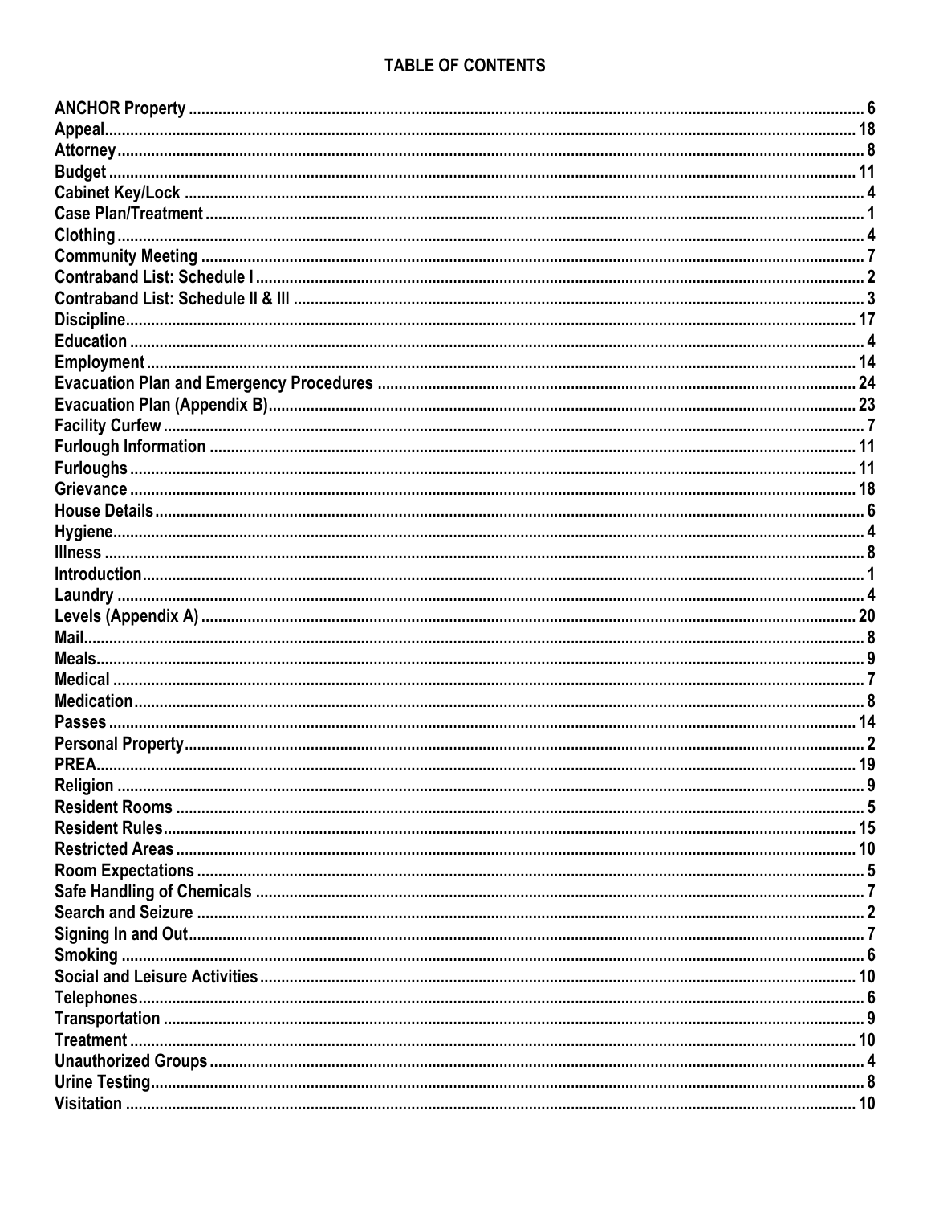# TABLE OF CONTENTS

| | |
|---|---|
| **ANCHOR Property** | 6 |
| **Appeal** | 18 |
| **Attorney** | 8 |
| **Budget** | 11 |
| **Cabinet Key/Lock** | 4 |
| **Case Plan/Treatment** | 1 |
| **Clothing** | 4 |
| **Community Meeting** | 7 |
| **Contraband List: Schedule I** | 2 |
| **Contraband List: Schedule II & III** | 3 |
| **Discipline** | 17 |
| **Education** | 4 |
| **Employment** | 14 |
| **Evacuation Plan and Emergency Procedures** | 24 |
| **Evacuation Plan (Appendix B)** | 23 |
| **Facility Curfew** | 7 |
| **Furlough Information** | 11 |
| **Furloughs** | 11 |
| **Grievance** | 18 |
| **House Details** | 6 |
| **Hygiene** | 4 |
| **Illness** | 8 |
| **Introduction** | 1 |
| **Laundry** | 4 |
| **Levels (Appendix A)** | 20 |
| **Mail** | 8 |
| **Meals** | 9 |
| **Medical** | 7 |
| **Medication** | 8 |
| **Passes** | 14 |
| **Personal Property** | 2 |
| **PREA** | 19 |
| **Religion** | 9 |
| **Resident Rooms** | 5 |
| **Resident Rules** | 15 |
| **Restricted Areas** | 10 |
| **Room Expectations** | 5 |
| **Safe Handling of Chemicals** | 7 |
| **Search and Seizure** | 2 |
| **Signing In and Out** | 7 |
| **Smoking** | 6 |
| **Social and Leisure Activities** | 10 |
| **Telephones** | 6 |
| **Transportation** | 9 |
| **Treatment** | 10 |
| **Unauthorized Groups** | 4 |
| **Urine Testing** | 8 |
| **Visitation** | 10 |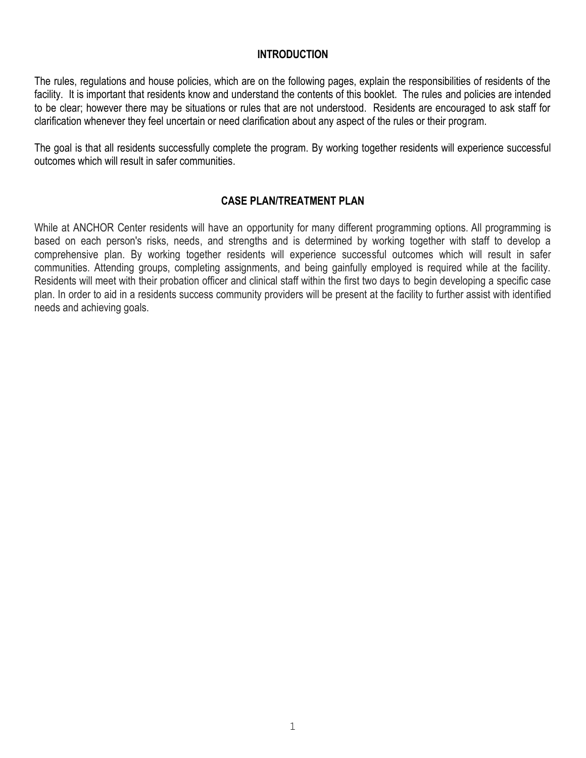## INTRODUCTION

The rules, regulations and house policies, which are on the following pages, explain the responsibilities of residents of the facility. It is important that residents know and understand the contents of this booklet. The rules and policies are intended to be clear; however there may be situations or rules that are not understood. Residents are encouraged to ask staff for clarification whenever they feel uncertain or need clarification about any aspect of the rules or their program.

The goal is that all residents successfully complete the program. By working together residents will experience successful outcomes which will result in safer communities.

## CASE PLAN/TREATMENT PLAN

While at ANCHOR Center residents will have an opportunity for many different programming options. All programming is based on each person's risks, needs, and strengths and is determined by working together with staff to develop a comprehensive plan. By working together residents will experience successful outcomes which will result in safer communities. Attending groups, completing assignments, and being gainfully employed is required while at the facility. Residents will meet with their probation officer and clinical staff within the first two days to begin developing a specific case plan. In order to aid in a residents success community providers will be present at the facility to further assist with identified needs and achieving goals.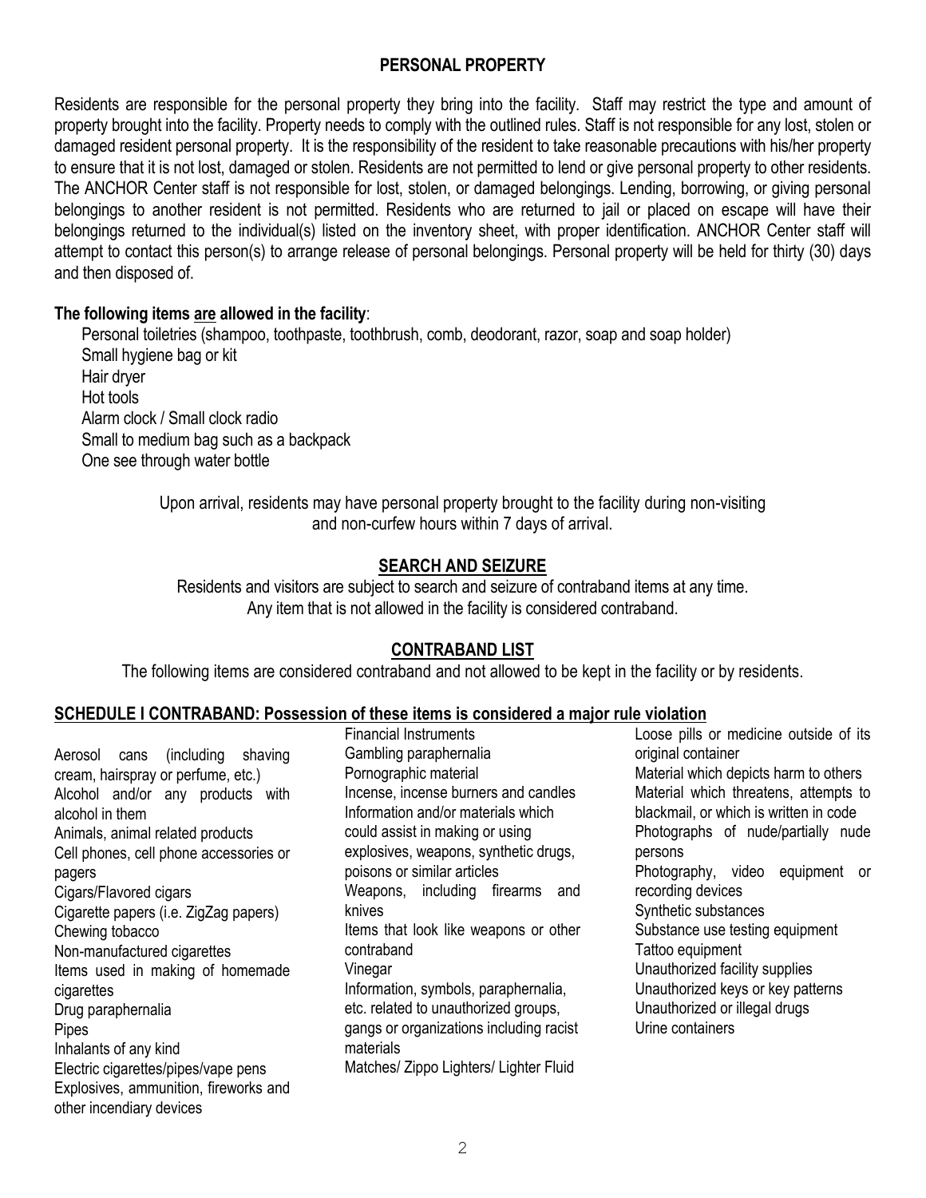## PERSONAL PROPERTY

Residents are responsible for the personal property they bring into the facility. Staff may restrict the type and amount of property brought into the facility. Property needs to comply with the outlined rules. Staff is not responsible for any lost, stolen or damaged resident personal property. It is the responsibility of the resident to take reasonable precautions with his/her property to ensure that it is not lost, damaged or stolen. Residents are not permitted to lend or give personal property to other residents. The ANCHOR Center staff is not responsible for lost, stolen, or damaged belongings. Lending, borrowing, or giving personal belongings to another resident is not permitted. Residents who are returned to jail or placed on escape will have their belongings returned to the individual(s) listed on the inventory sheet, with proper identification. ANCHOR Center staff will attempt to contact this person(s) to arrange release of personal belongings. Personal property will be held for thirty (30) days and then disposed of.

**The following items <u>are</u> allowed in the facility**:

- Personal toiletries (shampoo, toothpaste, toothbrush, comb, deodorant, razor, soap and soap holder)
- Small hygiene bag or kit
- Hair dryer
- Hot tools
- Alarm clock / Small clock radio
- Small to medium bag such as a backpack
- One see through water bottle

Upon arrival, residents may have personal property brought to the facility during non-visiting and non-curfew hours within 7 days of arrival.

## SEARCH AND SEIZURE

Residents and visitors are subject to search and seizure of contraband items at any time. Any item that is not allowed in the facility is considered contraband.

## CONTRABAND LIST

The following items are considered contraband and not allowed to be kept in the facility or by residents.

### SCHEDULE I CONTRABAND: Possession of these items is considered a major rule violation

- Aerosol cans (including shaving cream, hairspray or perfume, etc.)
- Alcohol and/or any products with alcohol in them
- Animals, animal related products
- Cell phones, cell phone accessories or pagers
- Cigars/Flavored cigars
- Cigarette papers (i.e. ZigZag papers)
- Chewing tobacco
- Non-manufactured cigarettes
- Items used in making of homemade cigarettes
- Drug paraphernalia
- Pipes
- Inhalants of any kind
- Electric cigarettes/pipes/vape pens
- Explosives, ammunition, fireworks and other incendiary devices
- Financial Instruments
- Gambling paraphernalia
- Pornographic material
- Incense, incense burners and candles
- Information and/or materials which could assist in making or using explosives, weapons, synthetic drugs, poisons or similar articles
- Weapons, including firearms and knives
- Items that look like weapons or other contraband
- Vinegar
- Information, symbols, paraphernalia, etc. related to unauthorized groups, gangs or organizations including racist materials
- Matches/ Zippo Lighters/ Lighter Fluid
- Loose pills or medicine outside of its original container
- Material which depicts harm to others
- Material which threatens, attempts to blackmail, or which is written in code
- Photographs of nude/partially nude persons
- Photography, video equipment or recording devices
- Synthetic substances
- Substance use testing equipment
- Tattoo equipment
- Unauthorized facility supplies
- Unauthorized keys or key patterns
- Unauthorized or illegal drugs
- Urine containers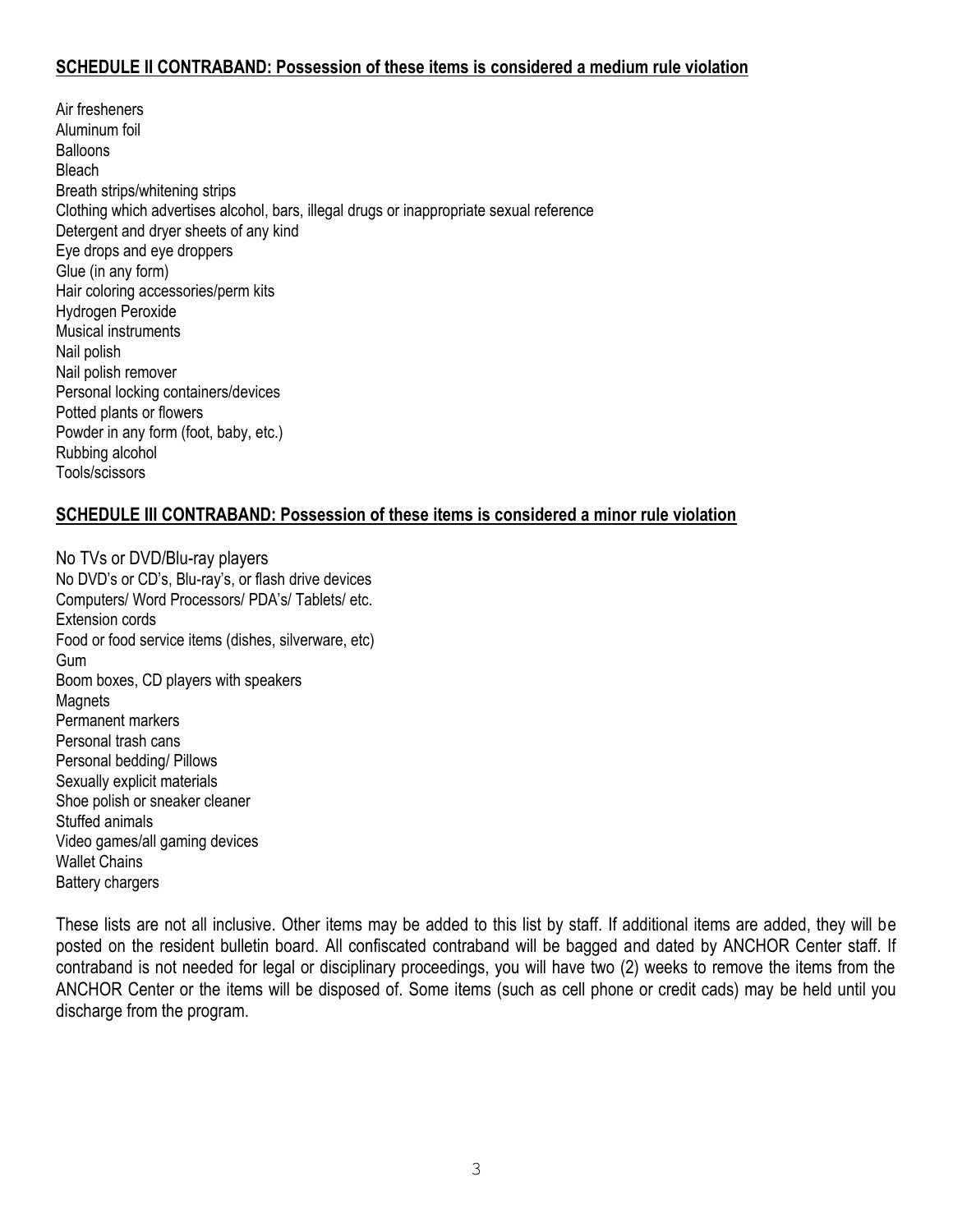## SCHEDULE II CONTRABAND: Possession of these items is considered a medium rule violation

Air fresheners
Aluminum foil
Balloons
Bleach
Breath strips/whitening strips
Clothing which advertises alcohol, bars, illegal drugs or inappropriate sexual reference
Detergent and dryer sheets of any kind
Eye drops and eye droppers
Glue (in any form)
Hair coloring accessories/perm kits
Hydrogen Peroxide
Musical instruments
Nail polish
Nail polish remover
Personal locking containers/devices
Potted plants or flowers
Powder in any form (foot, baby, etc.)
Rubbing alcohol
Tools/scissors

## SCHEDULE III CONTRABAND: Possession of these items is considered a minor rule violation

No TVs or DVD/Blu-ray players
No DVD's or CD's, Blu-ray's, or flash drive devices
Computers/ Word Processors/ PDA's/ Tablets/ etc.
Extension cords
Food or food service items (dishes, silverware, etc)
Gum
Boom boxes, CD players with speakers
Magnets
Permanent markers
Personal trash cans
Personal bedding/ Pillows
Sexually explicit materials
Shoe polish or sneaker cleaner
Stuffed animals
Video games/all gaming devices
Wallet Chains
Battery chargers

These lists are not all inclusive. Other items may be added to this list by staff. If additional items are added, they will be posted on the resident bulletin board. All confiscated contraband will be bagged and dated by ANCHOR Center staff. If contraband is not needed for legal or disciplinary proceedings, you will have two (2) weeks to remove the items from the ANCHOR Center or the items will be disposed of. Some items (such as cell phone or credit cads) may be held until you discharge from the program.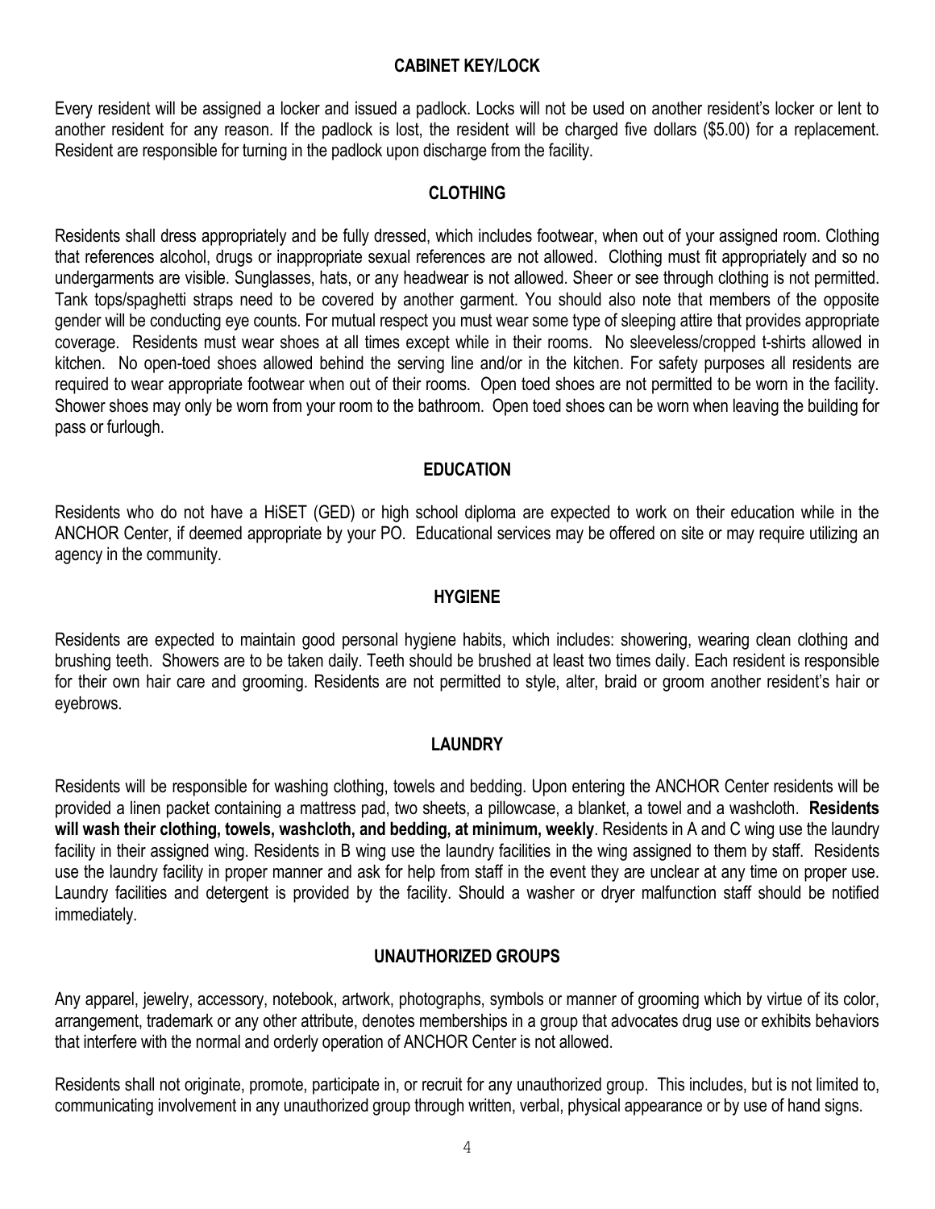## CABINET KEY/LOCK

Every resident will be assigned a locker and issued a padlock. Locks will not be used on another resident's locker or lent to another resident for any reason. If the padlock is lost, the resident will be charged five dollars ($5.00) for a replacement. Resident are responsible for turning in the padlock upon discharge from the facility.

## CLOTHING

Residents shall dress appropriately and be fully dressed, which includes footwear, when out of your assigned room. Clothing that references alcohol, drugs or inappropriate sexual references are not allowed. Clothing must fit appropriately and so no undergarments are visible. Sunglasses, hats, or any headwear is not allowed. Sheer or see through clothing is not permitted. Tank tops/spaghetti straps need to be covered by another garment. You should also note that members of the opposite gender will be conducting eye counts. For mutual respect you must wear some type of sleeping attire that provides appropriate coverage. Residents must wear shoes at all times except while in their rooms. No sleeveless/cropped t-shirts allowed in kitchen. No open-toed shoes allowed behind the serving line and/or in the kitchen. For safety purposes all residents are required to wear appropriate footwear when out of their rooms. Open toed shoes are not permitted to be worn in the facility. Shower shoes may only be worn from your room to the bathroom. Open toed shoes can be worn when leaving the building for pass or furlough.

## EDUCATION

Residents who do not have a HiSET (GED) or high school diploma are expected to work on their education while in the ANCHOR Center, if deemed appropriate by your PO. Educational services may be offered on site or may require utilizing an agency in the community.

## HYGIENE

Residents are expected to maintain good personal hygiene habits, which includes: showering, wearing clean clothing and brushing teeth. Showers are to be taken daily. Teeth should be brushed at least two times daily. Each resident is responsible for their own hair care and grooming. Residents are not permitted to style, alter, braid or groom another resident's hair or eyebrows.

## LAUNDRY

Residents will be responsible for washing clothing, towels and bedding. Upon entering the ANCHOR Center residents will be provided a linen packet containing a mattress pad, two sheets, a pillowcase, a blanket, a towel and a washcloth. **Residents will wash their clothing, towels, washcloth, and bedding, at minimum, weekly**. Residents in A and C wing use the laundry facility in their assigned wing. Residents in B wing use the laundry facilities in the wing assigned to them by staff. Residents use the laundry facility in proper manner and ask for help from staff in the event they are unclear at any time on proper use. Laundry facilities and detergent is provided by the facility. Should a washer or dryer malfunction staff should be notified immediately.

## UNAUTHORIZED GROUPS

Any apparel, jewelry, accessory, notebook, artwork, photographs, symbols or manner of grooming which by virtue of its color, arrangement, trademark or any other attribute, denotes memberships in a group that advocates drug use or exhibits behaviors that interfere with the normal and orderly operation of ANCHOR Center is not allowed.

Residents shall not originate, promote, participate in, or recruit for any unauthorized group. This includes, but is not limited to, communicating involvement in any unauthorized group through written, verbal, physical appearance or by use of hand signs.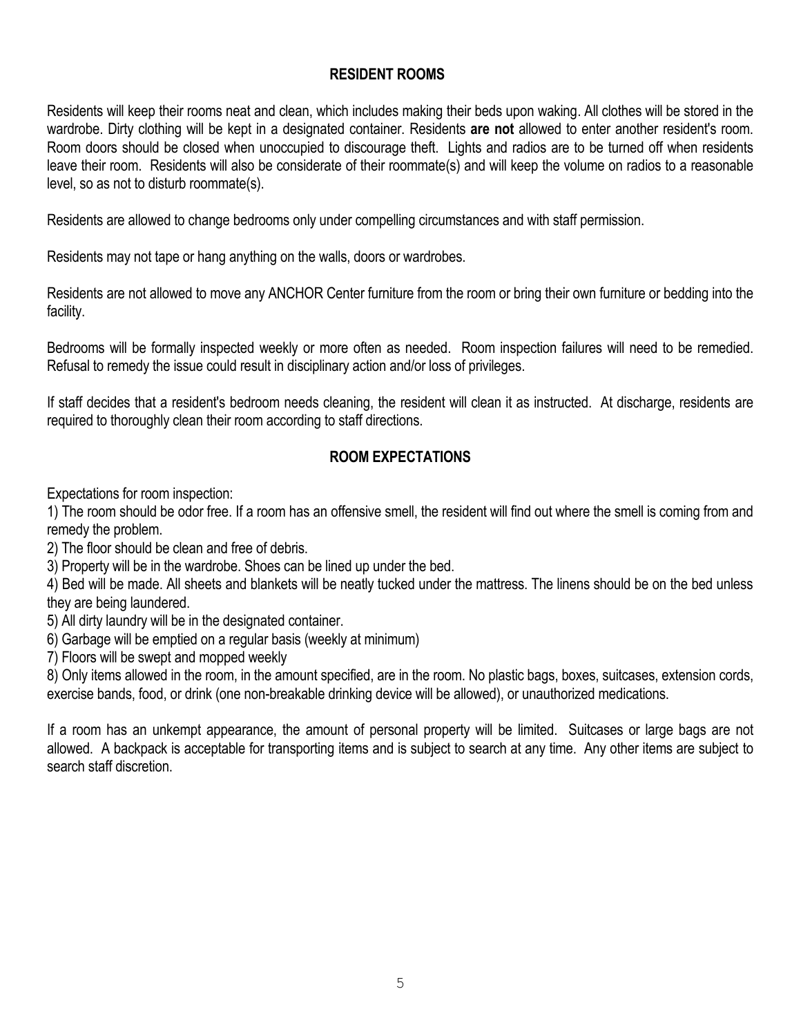## RESIDENT ROOMS

Residents will keep their rooms neat and clean, which includes making their beds upon waking. All clothes will be stored in the wardrobe. Dirty clothing will be kept in a designated container. Residents **are not** allowed to enter another resident's room. Room doors should be closed when unoccupied to discourage theft. Lights and radios are to be turned off when residents leave their room. Residents will also be considerate of their roommate(s) and will keep the volume on radios to a reasonable level, so as not to disturb roommate(s).

Residents are allowed to change bedrooms only under compelling circumstances and with staff permission.

Residents may not tape or hang anything on the walls, doors or wardrobes.

Residents are not allowed to move any ANCHOR Center furniture from the room or bring their own furniture or bedding into the facility.

Bedrooms will be formally inspected weekly or more often as needed. Room inspection failures will need to be remedied. Refusal to remedy the issue could result in disciplinary action and/or loss of privileges.

If staff decides that a resident's bedroom needs cleaning, the resident will clean it as instructed. At discharge, residents are required to thoroughly clean their room according to staff directions.

## ROOM EXPECTATIONS

Expectations for room inspection:

1) The room should be odor free. If a room has an offensive smell, the resident will find out where the smell is coming from and remedy the problem.
2) The floor should be clean and free of debris.
3) Property will be in the wardrobe. Shoes can be lined up under the bed.
4) Bed will be made. All sheets and blankets will be neatly tucked under the mattress. The linens should be on the bed unless they are being laundered.
5) All dirty laundry will be in the designated container.
6) Garbage will be emptied on a regular basis (weekly at minimum)
7) Floors will be swept and mopped weekly
8) Only items allowed in the room, in the amount specified, are in the room. No plastic bags, boxes, suitcases, extension cords, exercise bands, food, or drink (one non-breakable drinking device will be allowed), or unauthorized medications.

If a room has an unkempt appearance, the amount of personal property will be limited. Suitcases or large bags are not allowed. A backpack is acceptable for transporting items and is subject to search at any time. Any other items are subject to search staff discretion.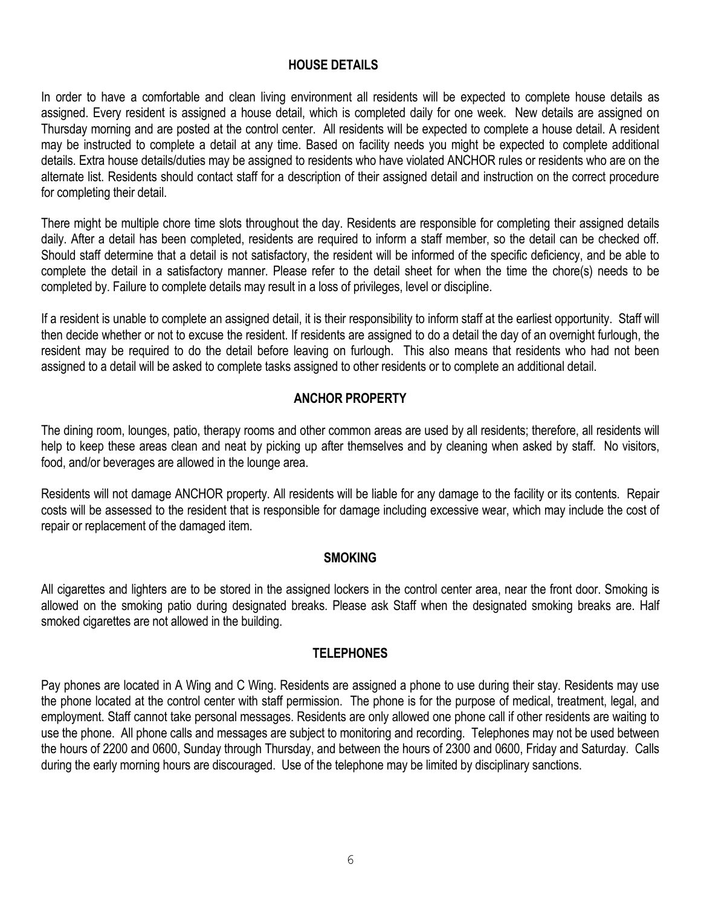## HOUSE DETAILS

In order to have a comfortable and clean living environment all residents will be expected to complete house details as assigned. Every resident is assigned a house detail, which is completed daily for one week. New details are assigned on Thursday morning and are posted at the control center. All residents will be expected to complete a house detail. A resident may be instructed to complete a detail at any time. Based on facility needs you might be expected to complete additional details. Extra house details/duties may be assigned to residents who have violated ANCHOR rules or residents who are on the alternate list. Residents should contact staff for a description of their assigned detail and instruction on the correct procedure for completing their detail.

There might be multiple chore time slots throughout the day. Residents are responsible for completing their assigned details daily. After a detail has been completed, residents are required to inform a staff member, so the detail can be checked off. Should staff determine that a detail is not satisfactory, the resident will be informed of the specific deficiency, and be able to complete the detail in a satisfactory manner. Please refer to the detail sheet for when the time the chore(s) needs to be completed by. Failure to complete details may result in a loss of privileges, level or discipline.

If a resident is unable to complete an assigned detail, it is their responsibility to inform staff at the earliest opportunity. Staff will then decide whether or not to excuse the resident. If residents are assigned to do a detail the day of an overnight furlough, the resident may be required to do the detail before leaving on furlough. This also means that residents who had not been assigned to a detail will be asked to complete tasks assigned to other residents or to complete an additional detail.

## ANCHOR PROPERTY

The dining room, lounges, patio, therapy rooms and other common areas are used by all residents; therefore, all residents will help to keep these areas clean and neat by picking up after themselves and by cleaning when asked by staff. No visitors, food, and/or beverages are allowed in the lounge area.

Residents will not damage ANCHOR property. All residents will be liable for any damage to the facility or its contents. Repair costs will be assessed to the resident that is responsible for damage including excessive wear, which may include the cost of repair or replacement of the damaged item.

## SMOKING

All cigarettes and lighters are to be stored in the assigned lockers in the control center area, near the front door. Smoking is allowed on the smoking patio during designated breaks. Please ask Staff when the designated smoking breaks are. Half smoked cigarettes are not allowed in the building.

## TELEPHONES

Pay phones are located in A Wing and C Wing. Residents are assigned a phone to use during their stay. Residents may use the phone located at the control center with staff permission. The phone is for the purpose of medical, treatment, legal, and employment. Staff cannot take personal messages. Residents are only allowed one phone call if other residents are waiting to use the phone. All phone calls and messages are subject to monitoring and recording. Telephones may not be used between the hours of 2200 and 0600, Sunday through Thursday, and between the hours of 2300 and 0600, Friday and Saturday. Calls during the early morning hours are discouraged. Use of the telephone may be limited by disciplinary sanctions.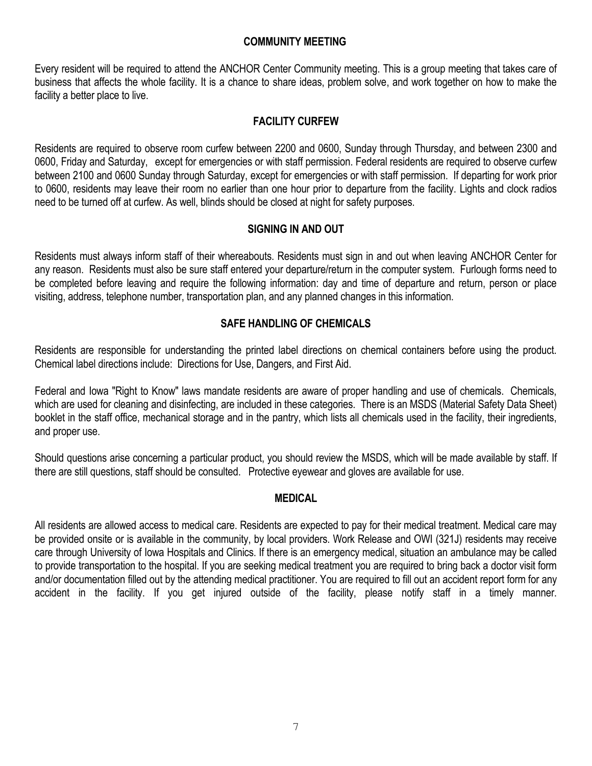## COMMUNITY MEETING

Every resident will be required to attend the ANCHOR Center Community meeting. This is a group meeting that takes care of business that affects the whole facility. It is a chance to share ideas, problem solve, and work together on how to make the facility a better place to live.

## FACILITY CURFEW

Residents are required to observe room curfew between 2200 and 0600, Sunday through Thursday, and between 2300 and 0600, Friday and Saturday, except for emergencies or with staff permission. Federal residents are required to observe curfew between 2100 and 0600 Sunday through Saturday, except for emergencies or with staff permission. If departing for work prior to 0600, residents may leave their room no earlier than one hour prior to departure from the facility. Lights and clock radios need to be turned off at curfew. As well, blinds should be closed at night for safety purposes.

## SIGNING IN AND OUT

Residents must always inform staff of their whereabouts. Residents must sign in and out when leaving ANCHOR Center for any reason. Residents must also be sure staff entered your departure/return in the computer system. Furlough forms need to be completed before leaving and require the following information: day and time of departure and return, person or place visiting, address, telephone number, transportation plan, and any planned changes in this information.

## SAFE HANDLING OF CHEMICALS

Residents are responsible for understanding the printed label directions on chemical containers before using the product. Chemical label directions include: Directions for Use, Dangers, and First Aid.

Federal and Iowa "Right to Know" laws mandate residents are aware of proper handling and use of chemicals. Chemicals, which are used for cleaning and disinfecting, are included in these categories. There is an MSDS (Material Safety Data Sheet) booklet in the staff office, mechanical storage and in the pantry, which lists all chemicals used in the facility, their ingredients, and proper use.

Should questions arise concerning a particular product, you should review the MSDS, which will be made available by staff. If there are still questions, staff should be consulted. Protective eyewear and gloves are available for use.

## MEDICAL

All residents are allowed access to medical care. Residents are expected to pay for their medical treatment. Medical care may be provided onsite or is available in the community, by local providers. Work Release and OWI (321J) residents may receive care through University of Iowa Hospitals and Clinics. If there is an emergency medical, situation an ambulance may be called to provide transportation to the hospital. If you are seeking medical treatment you are required to bring back a doctor visit form and/or documentation filled out by the attending medical practitioner. You are required to fill out an accident report form for any accident in the facility. If you get injured outside of the facility, please notify staff in a timely manner.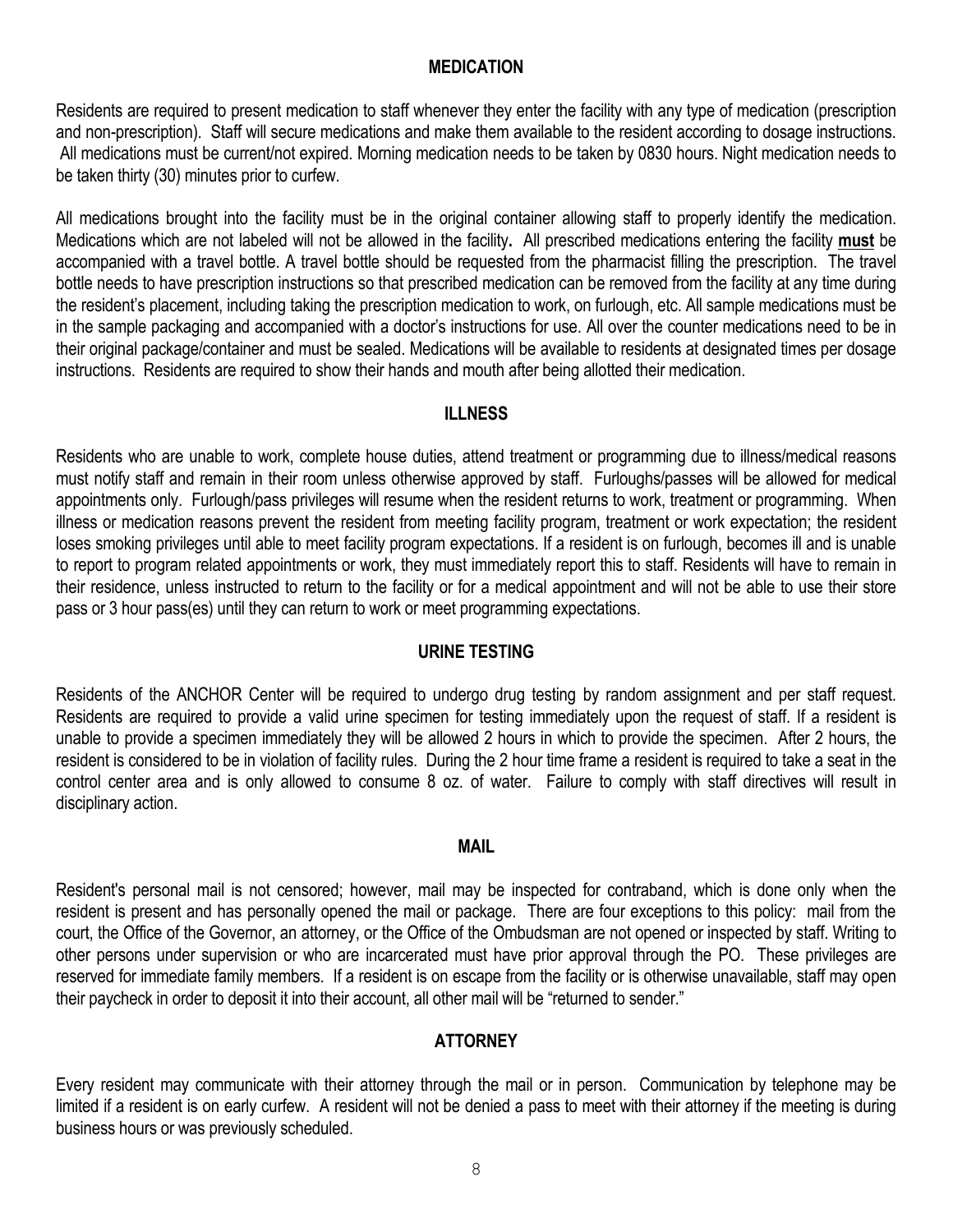## MEDICATION

Residents are required to present medication to staff whenever they enter the facility with any type of medication (prescription and non-prescription). Staff will secure medications and make them available to the resident according to dosage instructions. All medications must be current/not expired. Morning medication needs to be taken by 0830 hours. Night medication needs to be taken thirty (30) minutes prior to curfew.

All medications brought into the facility must be in the original container allowing staff to properly identify the medication. Medications which are not labeled will not be allowed in the facility**.** All prescribed medications entering the facility **must** be accompanied with a travel bottle. A travel bottle should be requested from the pharmacist filling the prescription. The travel bottle needs to have prescription instructions so that prescribed medication can be removed from the facility at any time during the resident's placement, including taking the prescription medication to work, on furlough, etc. All sample medications must be in the sample packaging and accompanied with a doctor's instructions for use. All over the counter medications need to be in their original package/container and must be sealed. Medications will be available to residents at designated times per dosage instructions. Residents are required to show their hands and mouth after being allotted their medication.

## ILLNESS

Residents who are unable to work, complete house duties, attend treatment or programming due to illness/medical reasons must notify staff and remain in their room unless otherwise approved by staff. Furloughs/passes will be allowed for medical appointments only. Furlough/pass privileges will resume when the resident returns to work, treatment or programming. When illness or medication reasons prevent the resident from meeting facility program, treatment or work expectation; the resident loses smoking privileges until able to meet facility program expectations. If a resident is on furlough, becomes ill and is unable to report to program related appointments or work, they must immediately report this to staff. Residents will have to remain in their residence, unless instructed to return to the facility or for a medical appointment and will not be able to use their store pass or 3 hour pass(es) until they can return to work or meet programming expectations.

## URINE TESTING

Residents of the ANCHOR Center will be required to undergo drug testing by random assignment and per staff request. Residents are required to provide a valid urine specimen for testing immediately upon the request of staff. If a resident is unable to provide a specimen immediately they will be allowed 2 hours in which to provide the specimen. After 2 hours, the resident is considered to be in violation of facility rules. During the 2 hour time frame a resident is required to take a seat in the control center area and is only allowed to consume 8 oz. of water. Failure to comply with staff directives will result in disciplinary action.

## MAIL

Resident's personal mail is not censored; however, mail may be inspected for contraband, which is done only when the resident is present and has personally opened the mail or package. There are four exceptions to this policy: mail from the court, the Office of the Governor, an attorney, or the Office of the Ombudsman are not opened or inspected by staff. Writing to other persons under supervision or who are incarcerated must have prior approval through the PO. These privileges are reserved for immediate family members. If a resident is on escape from the facility or is otherwise unavailable, staff may open their paycheck in order to deposit it into their account, all other mail will be "returned to sender."

## ATTORNEY

Every resident may communicate with their attorney through the mail or in person. Communication by telephone may be limited if a resident is on early curfew. A resident will not be denied a pass to meet with their attorney if the meeting is during business hours or was previously scheduled.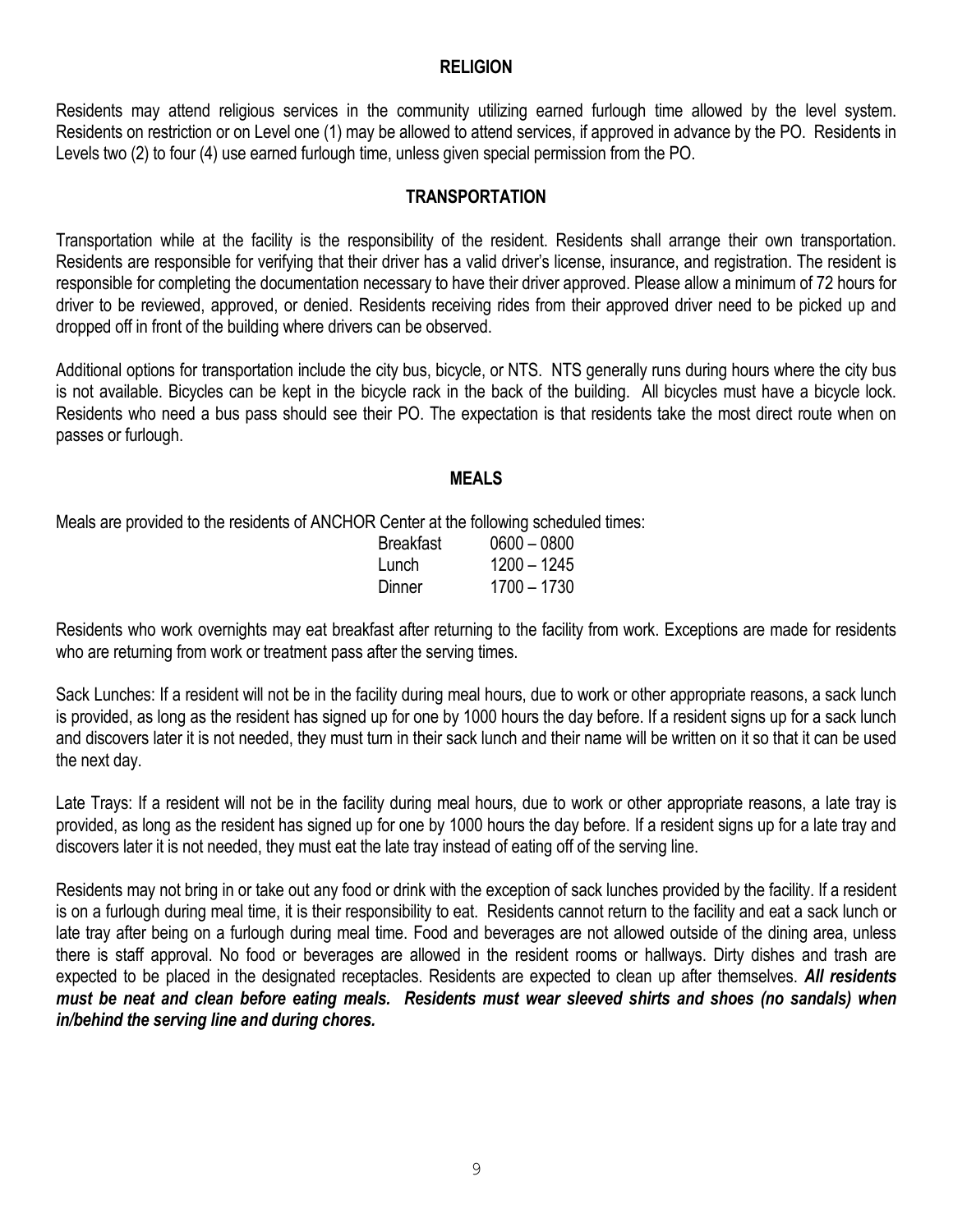## RELIGION

Residents may attend religious services in the community utilizing earned furlough time allowed by the level system. Residents on restriction or on Level one (1) may be allowed to attend services, if approved in advance by the PO. Residents in Levels two (2) to four (4) use earned furlough time, unless given special permission from the PO.

## TRANSPORTATION

Transportation while at the facility is the responsibility of the resident. Residents shall arrange their own transportation. Residents are responsible for verifying that their driver has a valid driver's license, insurance, and registration. The resident is responsible for completing the documentation necessary to have their driver approved. Please allow a minimum of 72 hours for driver to be reviewed, approved, or denied. Residents receiving rides from their approved driver need to be picked up and dropped off in front of the building where drivers can be observed.

Additional options for transportation include the city bus, bicycle, or NTS. NTS generally runs during hours where the city bus is not available. Bicycles can be kept in the bicycle rack in the back of the building. All bicycles must have a bicycle lock. Residents who need a bus pass should see their PO. The expectation is that residents take the most direct route when on passes or furlough.

## MEALS

Meals are provided to the residents of ANCHOR Center at the following scheduled times:

| | |
|---|---|
| Breakfast | 0600 – 0800 |
| Lunch | 1200 – 1245 |
| Dinner | 1700 – 1730 |

Residents who work overnights may eat breakfast after returning to the facility from work. Exceptions are made for residents who are returning from work or treatment pass after the serving times.

Sack Lunches: If a resident will not be in the facility during meal hours, due to work or other appropriate reasons, a sack lunch is provided, as long as the resident has signed up for one by 1000 hours the day before. If a resident signs up for a sack lunch and discovers later it is not needed, they must turn in their sack lunch and their name will be written on it so that it can be used the next day.

Late Trays: If a resident will not be in the facility during meal hours, due to work or other appropriate reasons, a late tray is provided, as long as the resident has signed up for one by 1000 hours the day before. If a resident signs up for a late tray and discovers later it is not needed, they must eat the late tray instead of eating off of the serving line.

Residents may not bring in or take out any food or drink with the exception of sack lunches provided by the facility. If a resident is on a furlough during meal time, it is their responsibility to eat. Residents cannot return to the facility and eat a sack lunch or late tray after being on a furlough during meal time. Food and beverages are not allowed outside of the dining area, unless there is staff approval. No food or beverages are allowed in the resident rooms or hallways. Dirty dishes and trash are expected to be placed in the designated receptacles. Residents are expected to clean up after themselves. ***All residents must be neat and clean before eating meals. Residents must wear sleeved shirts and shoes (no sandals) when in/behind the serving line and during chores.***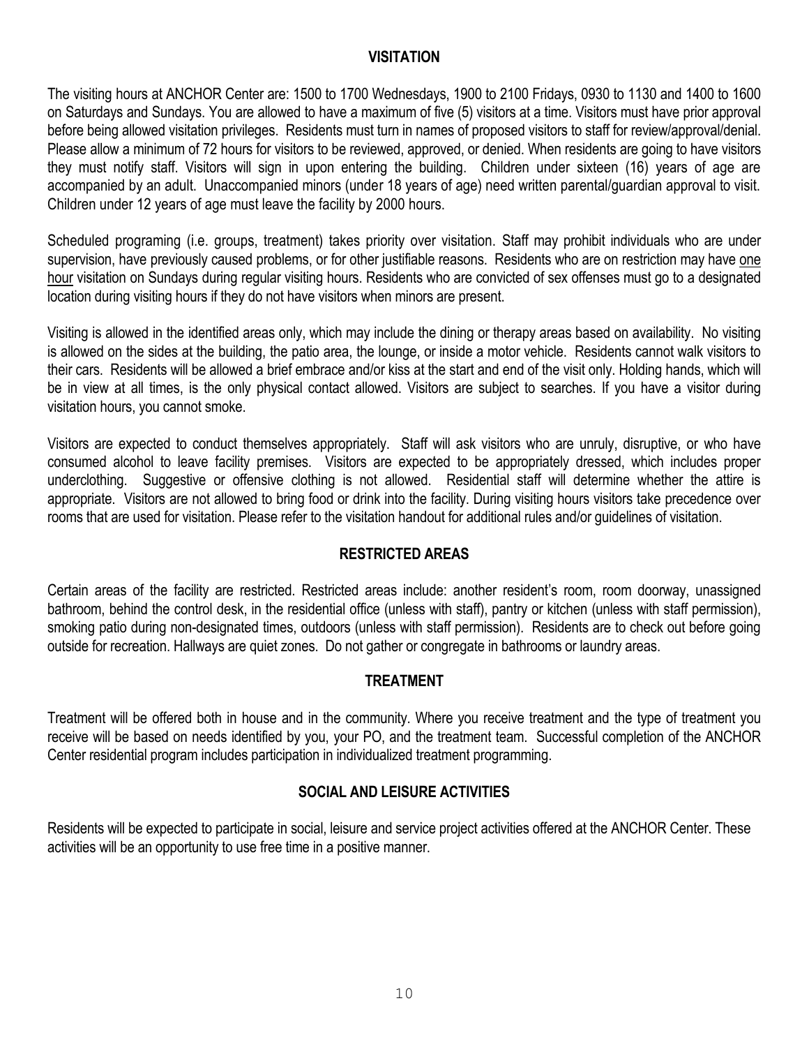## VISITATION

The visiting hours at ANCHOR Center are: 1500 to 1700 Wednesdays, 1900 to 2100 Fridays, 0930 to 1130 and 1400 to 1600 on Saturdays and Sundays. You are allowed to have a maximum of five (5) visitors at a time. Visitors must have prior approval before being allowed visitation privileges. Residents must turn in names of proposed visitors to staff for review/approval/denial. Please allow a minimum of 72 hours for visitors to be reviewed, approved, or denied. When residents are going to have visitors they must notify staff. Visitors will sign in upon entering the building. Children under sixteen (16) years of age are accompanied by an adult. Unaccompanied minors (under 18 years of age) need written parental/guardian approval to visit. Children under 12 years of age must leave the facility by 2000 hours.

Scheduled programing (i.e. groups, treatment) takes priority over visitation. Staff may prohibit individuals who are under supervision, have previously caused problems, or for other justifiable reasons. Residents who are on restriction may have one hour visitation on Sundays during regular visiting hours. Residents who are convicted of sex offenses must go to a designated location during visiting hours if they do not have visitors when minors are present.

Visiting is allowed in the identified areas only, which may include the dining or therapy areas based on availability. No visiting is allowed on the sides at the building, the patio area, the lounge, or inside a motor vehicle. Residents cannot walk visitors to their cars. Residents will be allowed a brief embrace and/or kiss at the start and end of the visit only. Holding hands, which will be in view at all times, is the only physical contact allowed. Visitors are subject to searches. If you have a visitor during visitation hours, you cannot smoke.

Visitors are expected to conduct themselves appropriately. Staff will ask visitors who are unruly, disruptive, or who have consumed alcohol to leave facility premises. Visitors are expected to be appropriately dressed, which includes proper underclothing. Suggestive or offensive clothing is not allowed. Residential staff will determine whether the attire is appropriate. Visitors are not allowed to bring food or drink into the facility. During visiting hours visitors take precedence over rooms that are used for visitation. Please refer to the visitation handout for additional rules and/or guidelines of visitation.

## RESTRICTED AREAS

Certain areas of the facility are restricted. Restricted areas include: another resident's room, room doorway, unassigned bathroom, behind the control desk, in the residential office (unless with staff), pantry or kitchen (unless with staff permission), smoking patio during non-designated times, outdoors (unless with staff permission). Residents are to check out before going outside for recreation. Hallways are quiet zones. Do not gather or congregate in bathrooms or laundry areas.

## TREATMENT

Treatment will be offered both in house and in the community. Where you receive treatment and the type of treatment you receive will be based on needs identified by you, your PO, and the treatment team. Successful completion of the ANCHOR Center residential program includes participation in individualized treatment programming.

## SOCIAL AND LEISURE ACTIVITIES

Residents will be expected to participate in social, leisure and service project activities offered at the ANCHOR Center. These activities will be an opportunity to use free time in a positive manner.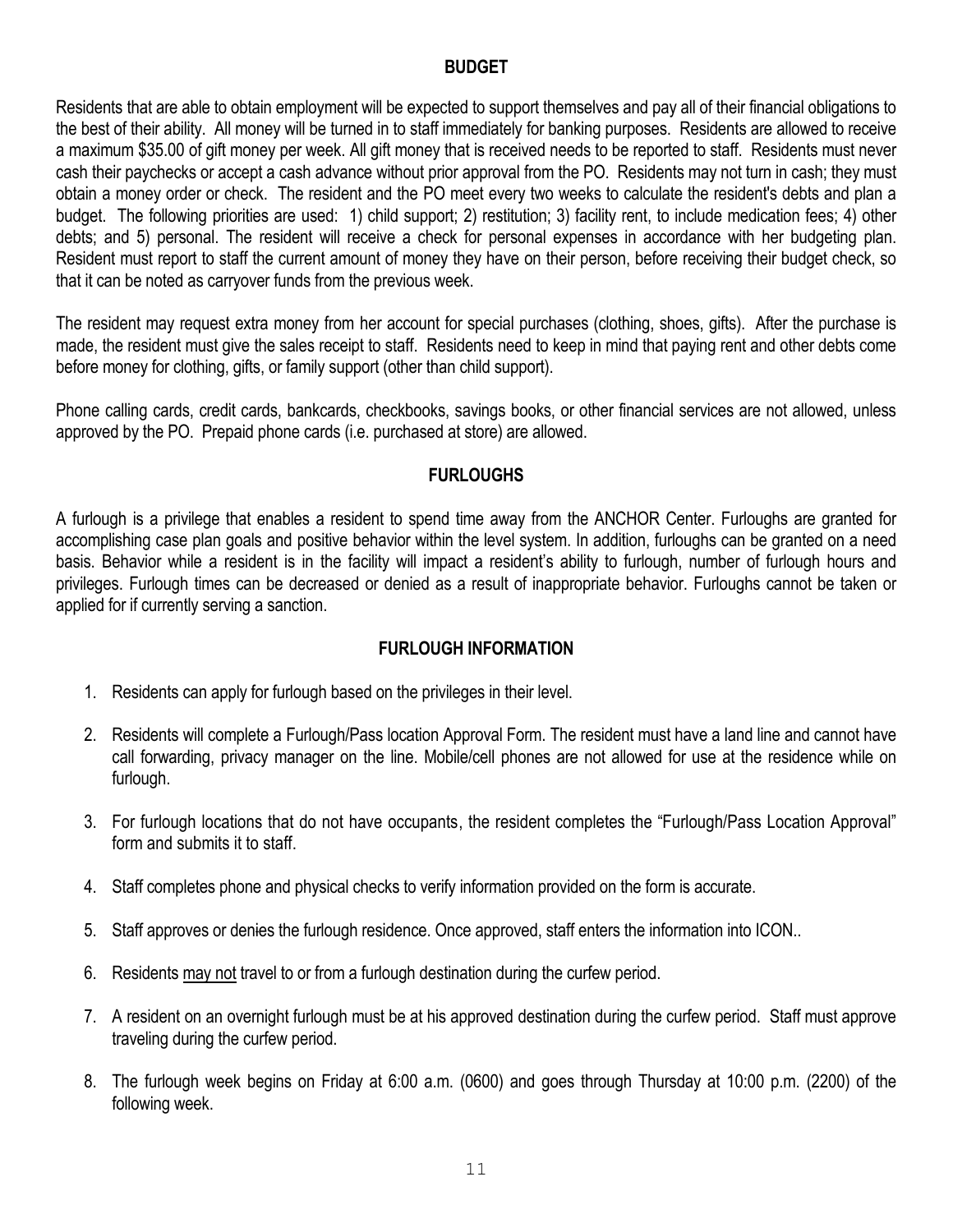## BUDGET

Residents that are able to obtain employment will be expected to support themselves and pay all of their financial obligations to the best of their ability. All money will be turned in to staff immediately for banking purposes. Residents are allowed to receive a maximum $35.00 of gift money per week. All gift money that is received needs to be reported to staff. Residents must never cash their paychecks or accept a cash advance without prior approval from the PO. Residents may not turn in cash; they must obtain a money order or check. The resident and the PO meet every two weeks to calculate the resident's debts and plan a budget. The following priorities are used: 1) child support; 2) restitution; 3) facility rent, to include medication fees; 4) other debts; and 5) personal. The resident will receive a check for personal expenses in accordance with her budgeting plan. Resident must report to staff the current amount of money they have on their person, before receiving their budget check, so that it can be noted as carryover funds from the previous week.

The resident may request extra money from her account for special purchases (clothing, shoes, gifts). After the purchase is made, the resident must give the sales receipt to staff. Residents need to keep in mind that paying rent and other debts come before money for clothing, gifts, or family support (other than child support).

Phone calling cards, credit cards, bankcards, checkbooks, savings books, or other financial services are not allowed, unless approved by the PO. Prepaid phone cards (i.e. purchased at store) are allowed.

## FURLOUGHS

A furlough is a privilege that enables a resident to spend time away from the ANCHOR Center. Furloughs are granted for accomplishing case plan goals and positive behavior within the level system. In addition, furloughs can be granted on a need basis. Behavior while a resident is in the facility will impact a resident's ability to furlough, number of furlough hours and privileges. Furlough times can be decreased or denied as a result of inappropriate behavior. Furloughs cannot be taken or applied for if currently serving a sanction.

## FURLOUGH INFORMATION

1. Residents can apply for furlough based on the privileges in their level.
2. Residents will complete a Furlough/Pass location Approval Form. The resident must have a land line and cannot have call forwarding, privacy manager on the line. Mobile/cell phones are not allowed for use at the residence while on furlough.
3. For furlough locations that do not have occupants, the resident completes the "Furlough/Pass Location Approval" form and submits it to staff.
4. Staff completes phone and physical checks to verify information provided on the form is accurate.
5. Staff approves or denies the furlough residence. Once approved, staff enters the information into ICON..
6. Residents <u>may not</u> travel to or from a furlough destination during the curfew period.
7. A resident on an overnight furlough must be at his approved destination during the curfew period. Staff must approve traveling during the curfew period.
8. The furlough week begins on Friday at 6:00 a.m. (0600) and goes through Thursday at 10:00 p.m. (2200) of the following week.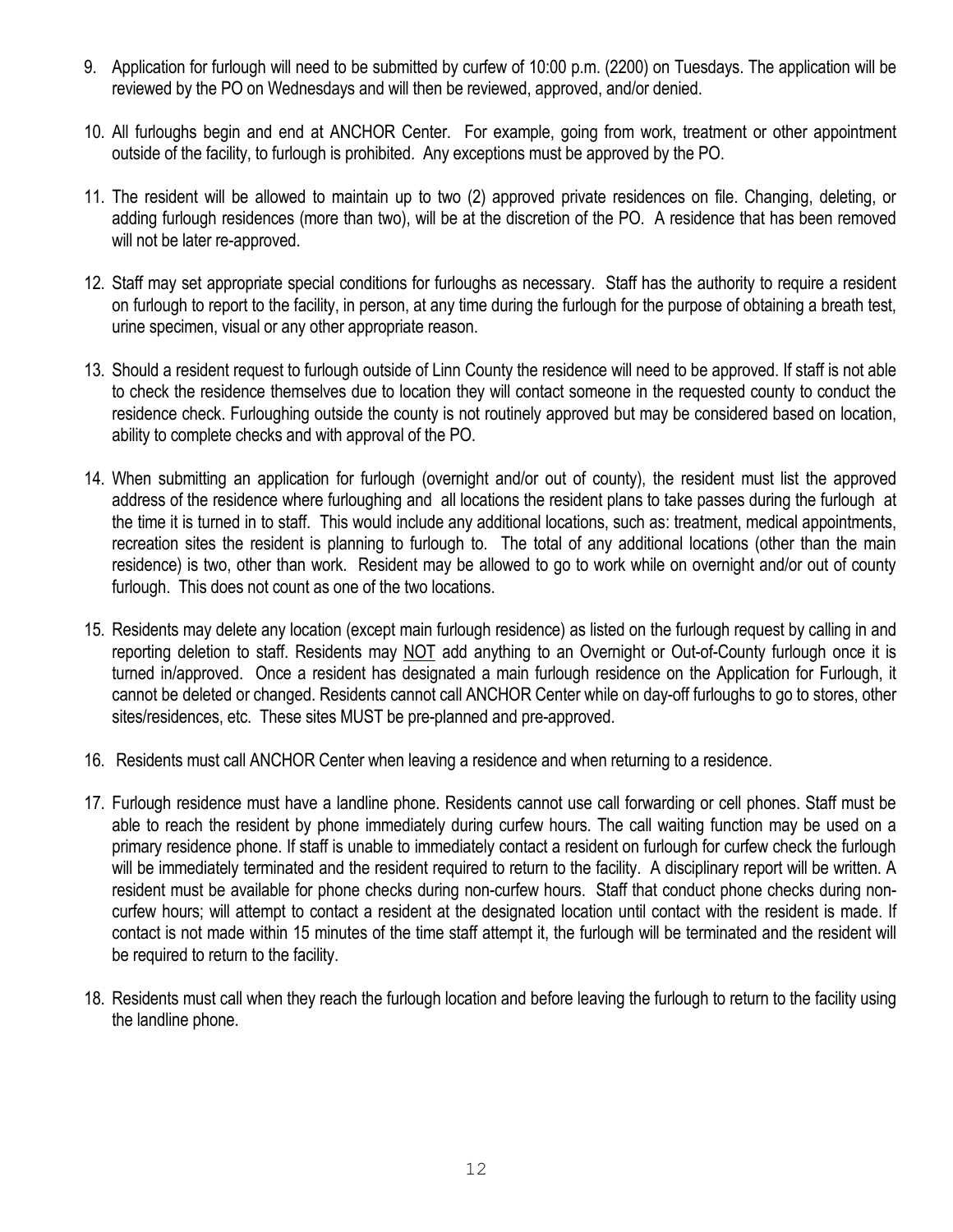9. Application for furlough will need to be submitted by curfew of 10:00 p.m. (2200) on Tuesdays. The application will be reviewed by the PO on Wednesdays and will then be reviewed, approved, and/or denied.

10. All furloughs begin and end at ANCHOR Center. For example, going from work, treatment or other appointment outside of the facility, to furlough is prohibited. Any exceptions must be approved by the PO.

11. The resident will be allowed to maintain up to two (2) approved private residences on file. Changing, deleting, or adding furlough residences (more than two), will be at the discretion of the PO. A residence that has been removed will not be later re-approved.

12. Staff may set appropriate special conditions for furloughs as necessary. Staff has the authority to require a resident on furlough to report to the facility, in person, at any time during the furlough for the purpose of obtaining a breath test, urine specimen, visual or any other appropriate reason.

13. Should a resident request to furlough outside of Linn County the residence will need to be approved. If staff is not able to check the residence themselves due to location they will contact someone in the requested county to conduct the residence check. Furloughing outside the county is not routinely approved but may be considered based on location, ability to complete checks and with approval of the PO.

14. When submitting an application for furlough (overnight and/or out of county), the resident must list the approved address of the residence where furloughing and all locations the resident plans to take passes during the furlough at the time it is turned in to staff. This would include any additional locations, such as: treatment, medical appointments, recreation sites the resident is planning to furlough to. The total of any additional locations (other than the main residence) is two, other than work. Resident may be allowed to go to work while on overnight and/or out of county furlough. This does not count as one of the two locations.

15. Residents may delete any location (except main furlough residence) as listed on the furlough request by calling in and reporting deletion to staff. Residents may <u>NOT</u> add anything to an Overnight or Out-of-County furlough once it is turned in/approved. Once a resident has designated a main furlough residence on the Application for Furlough, it cannot be deleted or changed. Residents cannot call ANCHOR Center while on day-off furloughs to go to stores, other sites/residences, etc. These sites MUST be pre-planned and pre-approved.

16. Residents must call ANCHOR Center when leaving a residence and when returning to a residence.

17. Furlough residence must have a landline phone. Residents cannot use call forwarding or cell phones. Staff must be able to reach the resident by phone immediately during curfew hours. The call waiting function may be used on a primary residence phone. If staff is unable to immediately contact a resident on furlough for curfew check the furlough will be immediately terminated and the resident required to return to the facility. A disciplinary report will be written. A resident must be available for phone checks during non-curfew hours. Staff that conduct phone checks during non-curfew hours; will attempt to contact a resident at the designated location until contact with the resident is made. If contact is not made within 15 minutes of the time staff attempt it, the furlough will be terminated and the resident will be required to return to the facility.

18. Residents must call when they reach the furlough location and before leaving the furlough to return to the facility using the landline phone.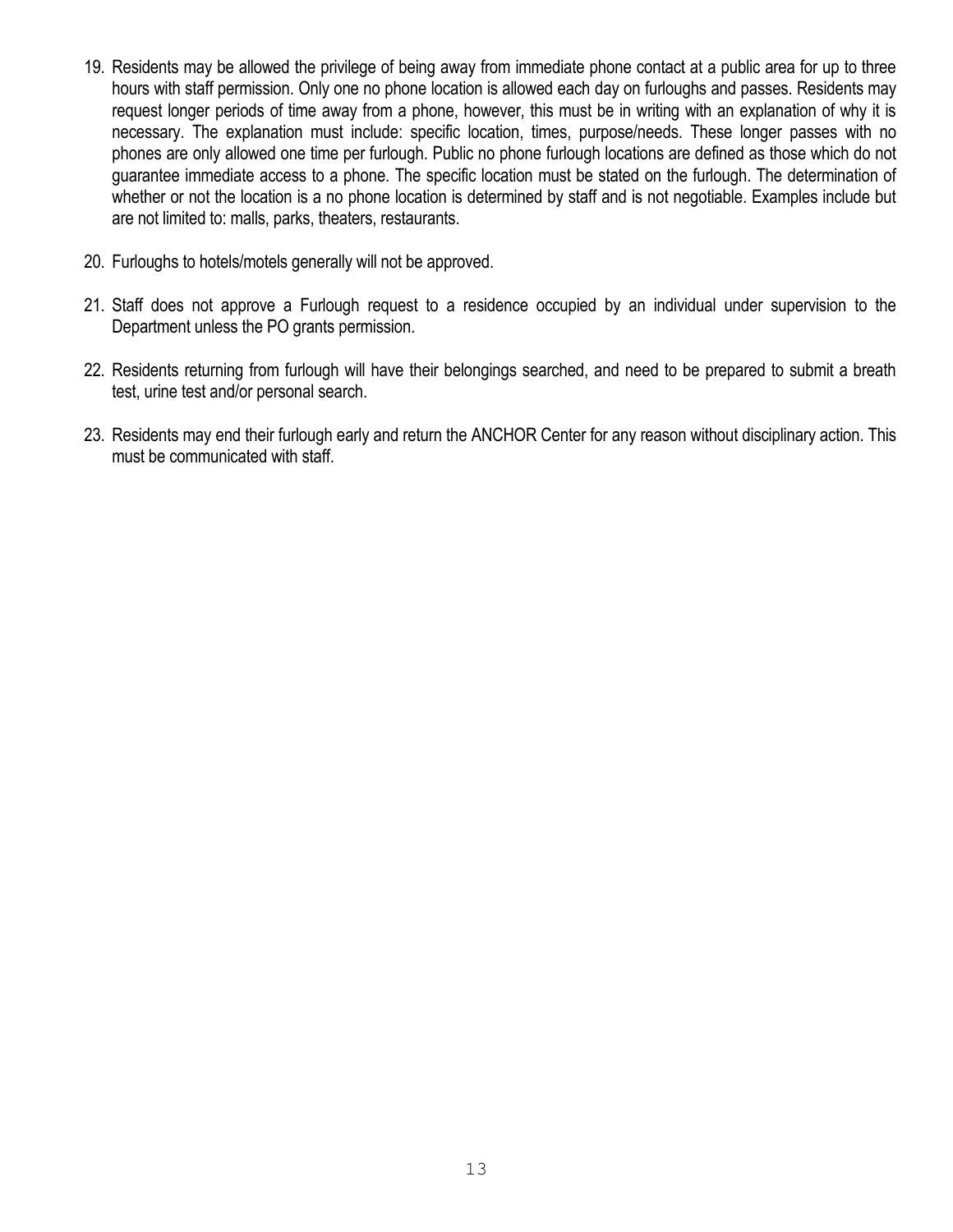19. Residents may be allowed the privilege of being away from immediate phone contact at a public area for up to three hours with staff permission. Only one no phone location is allowed each day on furloughs and passes. Residents may request longer periods of time away from a phone, however, this must be in writing with an explanation of why it is necessary. The explanation must include: specific location, times, purpose/needs. These longer passes with no phones are only allowed one time per furlough. Public no phone furlough locations are defined as those which do not guarantee immediate access to a phone. The specific location must be stated on the furlough. The determination of whether or not the location is a no phone location is determined by staff and is not negotiable. Examples include but are not limited to: malls, parks, theaters, restaurants.

20. Furloughs to hotels/motels generally will not be approved.

21. Staff does not approve a Furlough request to a residence occupied by an individual under supervision to the Department unless the PO grants permission.

22. Residents returning from furlough will have their belongings searched, and need to be prepared to submit a breath test, urine test and/or personal search.

23. Residents may end their furlough early and return the ANCHOR Center for any reason without disciplinary action. This must be communicated with staff.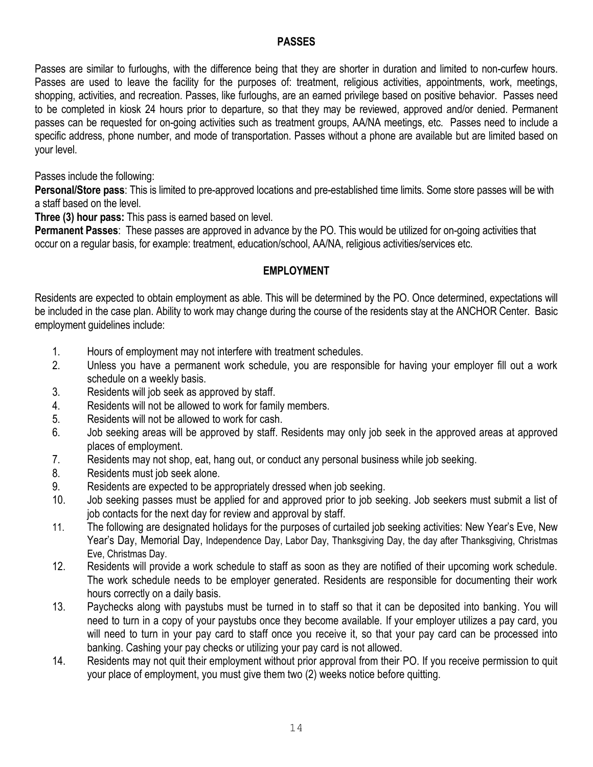## PASSES

Passes are similar to furloughs, with the difference being that they are shorter in duration and limited to non-curfew hours. Passes are used to leave the facility for the purposes of: treatment, religious activities, appointments, work, meetings, shopping, activities, and recreation. Passes, like furloughs, are an earned privilege based on positive behavior. Passes need to be completed in kiosk 24 hours prior to departure, so that they may be reviewed, approved and/or denied. Permanent passes can be requested for on-going activities such as treatment groups, AA/NA meetings, etc. Passes need to include a specific address, phone number, and mode of transportation. Passes without a phone are available but are limited based on your level.

Passes include the following:

**Personal/Store pass**: This is limited to pre-approved locations and pre-established time limits. Some store passes will be with a staff based on the level.

**Three (3) hour pass:** This pass is earned based on level.

**Permanent Passes**: These passes are approved in advance by the PO. This would be utilized for on-going activities that occur on a regular basis, for example: treatment, education/school, AA/NA, religious activities/services etc.

## EMPLOYMENT

Residents are expected to obtain employment as able. This will be determined by the PO. Once determined, expectations will be included in the case plan. Ability to work may change during the course of the residents stay at the ANCHOR Center. Basic employment guidelines include:

1. Hours of employment may not interfere with treatment schedules.
2. Unless you have a permanent work schedule, you are responsible for having your employer fill out a work schedule on a weekly basis.
3. Residents will job seek as approved by staff.
4. Residents will not be allowed to work for family members.
5. Residents will not be allowed to work for cash.
6. Job seeking areas will be approved by staff. Residents may only job seek in the approved areas at approved places of employment.
7. Residents may not shop, eat, hang out, or conduct any personal business while job seeking.
8. Residents must job seek alone.
9. Residents are expected to be appropriately dressed when job seeking.
10. Job seeking passes must be applied for and approved prior to job seeking. Job seekers must submit a list of job contacts for the next day for review and approval by staff.
11. The following are designated holidays for the purposes of curtailed job seeking activities: New Year's Eve, New Year's Day, Memorial Day, Independence Day, Labor Day, Thanksgiving Day, the day after Thanksgiving, Christmas Eve, Christmas Day.
12. Residents will provide a work schedule to staff as soon as they are notified of their upcoming work schedule. The work schedule needs to be employer generated. Residents are responsible for documenting their work hours correctly on a daily basis.
13. Paychecks along with paystubs must be turned in to staff so that it can be deposited into banking. You will need to turn in a copy of your paystubs once they become available. If your employer utilizes a pay card, you will need to turn in your pay card to staff once you receive it, so that your pay card can be processed into banking. Cashing your pay checks or utilizing your pay card is not allowed.
14. Residents may not quit their employment without prior approval from their PO. If you receive permission to quit your place of employment, you must give them two (2) weeks notice before quitting.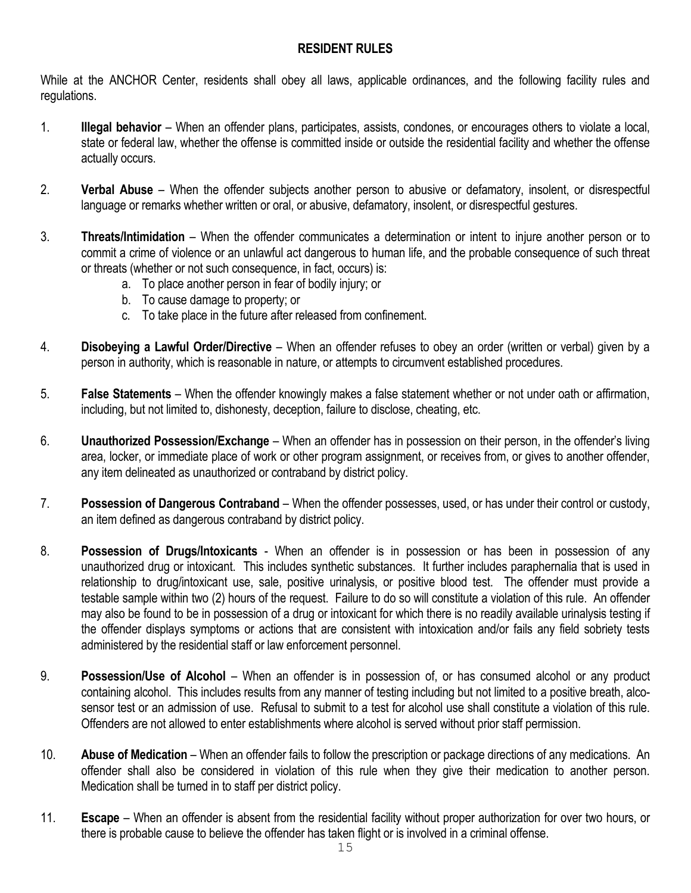## RESIDENT RULES

While at the ANCHOR Center, residents shall obey all laws, applicable ordinances, and the following facility rules and regulations.

1. **Illegal behavior** – When an offender plans, participates, assists, condones, or encourages others to violate a local, state or federal law, whether the offense is committed inside or outside the residential facility and whether the offense actually occurs.

2. **Verbal Abuse** – When the offender subjects another person to abusive or defamatory, insolent, or disrespectful language or remarks whether written or oral, or abusive, defamatory, insolent, or disrespectful gestures.

3. **Threats/Intimidation** – When the offender communicates a determination or intent to injure another person or to commit a crime of violence or an unlawful act dangerous to human life, and the probable consequence of such threat or threats (whether or not such consequence, in fact, occurs) is:
   a. To place another person in fear of bodily injury; or
   b. To cause damage to property; or
   c. To take place in the future after released from confinement.

4. **Disobeying a Lawful Order/Directive** – When an offender refuses to obey an order (written or verbal) given by a person in authority, which is reasonable in nature, or attempts to circumvent established procedures.

5. **False Statements** – When the offender knowingly makes a false statement whether or not under oath or affirmation, including, but not limited to, dishonesty, deception, failure to disclose, cheating, etc.

6. **Unauthorized Possession/Exchange** – When an offender has in possession on their person, in the offender's living area, locker, or immediate place of work or other program assignment, or receives from, or gives to another offender, any item delineated as unauthorized or contraband by district policy.

7. **Possession of Dangerous Contraband** – When the offender possesses, used, or has under their control or custody, an item defined as dangerous contraband by district policy.

8. **Possession of Drugs/Intoxicants** - When an offender is in possession or has been in possession of any unauthorized drug or intoxicant. This includes synthetic substances. It further includes paraphernalia that is used in relationship to drug/intoxicant use, sale, positive urinalysis, or positive blood test. The offender must provide a testable sample within two (2) hours of the request. Failure to do so will constitute a violation of this rule. An offender may also be found to be in possession of a drug or intoxicant for which there is no readily available urinalysis testing if the offender displays symptoms or actions that are consistent with intoxication and/or fails any field sobriety tests administered by the residential staff or law enforcement personnel.

9. **Possession/Use of Alcohol** – When an offender is in possession of, or has consumed alcohol or any product containing alcohol. This includes results from any manner of testing including but not limited to a positive breath, alco-sensor test or an admission of use. Refusal to submit to a test for alcohol use shall constitute a violation of this rule. Offenders are not allowed to enter establishments where alcohol is served without prior staff permission.

10. **Abuse of Medication** – When an offender fails to follow the prescription or package directions of any medications. An offender shall also be considered in violation of this rule when they give their medication to another person. Medication shall be turned in to staff per district policy.

11. **Escape** – When an offender is absent from the residential facility without proper authorization for over two hours, or there is probable cause to believe the offender has taken flight or is involved in a criminal offense.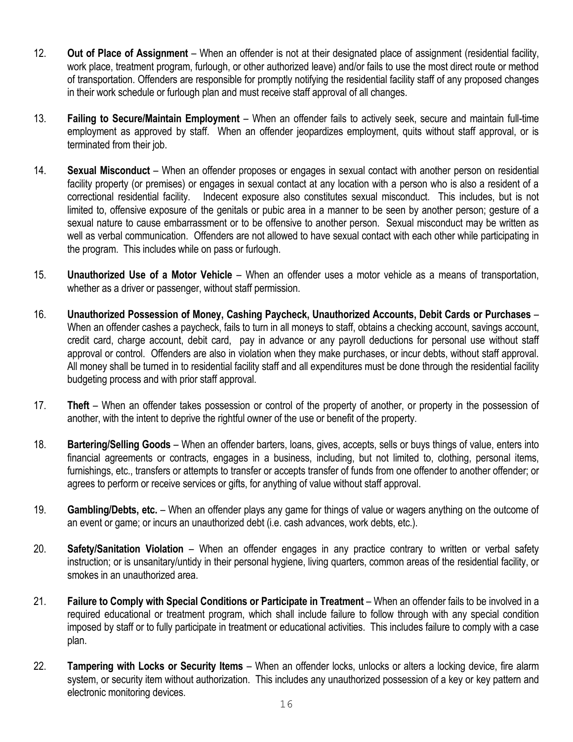12. **Out of Place of Assignment** – When an offender is not at their designated place of assignment (residential facility, work place, treatment program, furlough, or other authorized leave) and/or fails to use the most direct route or method of transportation. Offenders are responsible for promptly notifying the residential facility staff of any proposed changes in their work schedule or furlough plan and must receive staff approval of all changes.

13. **Failing to Secure/Maintain Employment** – When an offender fails to actively seek, secure and maintain full-time employment as approved by staff. When an offender jeopardizes employment, quits without staff approval, or is terminated from their job.

14. **Sexual Misconduct** – When an offender proposes or engages in sexual contact with another person on residential facility property (or premises) or engages in sexual contact at any location with a person who is also a resident of a correctional residential facility. Indecent exposure also constitutes sexual misconduct. This includes, but is not limited to, offensive exposure of the genitals or pubic area in a manner to be seen by another person; gesture of a sexual nature to cause embarrassment or to be offensive to another person. Sexual misconduct may be written as well as verbal communication. Offenders are not allowed to have sexual contact with each other while participating in the program. This includes while on pass or furlough.

15. **Unauthorized Use of a Motor Vehicle** – When an offender uses a motor vehicle as a means of transportation, whether as a driver or passenger, without staff permission.

16. **Unauthorized Possession of Money, Cashing Paycheck, Unauthorized Accounts, Debit Cards or Purchases** – When an offender cashes a paycheck, fails to turn in all moneys to staff, obtains a checking account, savings account, credit card, charge account, debit card, pay in advance or any payroll deductions for personal use without staff approval or control. Offenders are also in violation when they make purchases, or incur debts, without staff approval. All money shall be turned in to residential facility staff and all expenditures must be done through the residential facility budgeting process and with prior staff approval.

17. **Theft** – When an offender takes possession or control of the property of another, or property in the possession of another, with the intent to deprive the rightful owner of the use or benefit of the property.

18. **Bartering/Selling Goods** – When an offender barters, loans, gives, accepts, sells or buys things of value, enters into financial agreements or contracts, engages in a business, including, but not limited to, clothing, personal items, furnishings, etc., transfers or attempts to transfer or accepts transfer of funds from one offender to another offender; or agrees to perform or receive services or gifts, for anything of value without staff approval.

19. **Gambling/Debts, etc.** – When an offender plays any game for things of value or wagers anything on the outcome of an event or game; or incurs an unauthorized debt (i.e. cash advances, work debts, etc.).

20. **Safety/Sanitation Violation** – When an offender engages in any practice contrary to written or verbal safety instruction; or is unsanitary/untidy in their personal hygiene, living quarters, common areas of the residential facility, or smokes in an unauthorized area.

21. **Failure to Comply with Special Conditions or Participate in Treatment** – When an offender fails to be involved in a required educational or treatment program, which shall include failure to follow through with any special condition imposed by staff or to fully participate in treatment or educational activities. This includes failure to comply with a case plan.

22. **Tampering with Locks or Security Items** – When an offender locks, unlocks or alters a locking device, fire alarm system, or security item without authorization. This includes any unauthorized possession of a key or key pattern and electronic monitoring devices.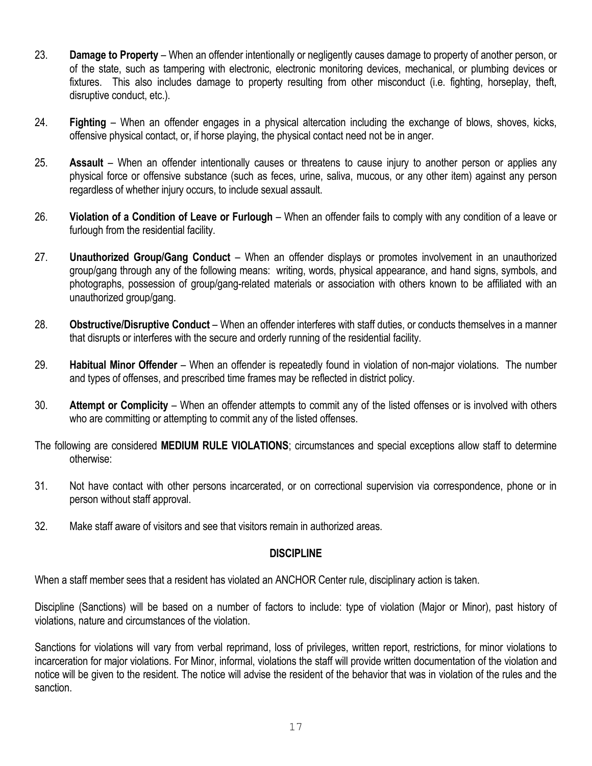23. **Damage to Property** – When an offender intentionally or negligently causes damage to property of another person, or of the state, such as tampering with electronic, electronic monitoring devices, mechanical, or plumbing devices or fixtures. This also includes damage to property resulting from other misconduct (i.e. fighting, horseplay, theft, disruptive conduct, etc.).

24. **Fighting** – When an offender engages in a physical altercation including the exchange of blows, shoves, kicks, offensive physical contact, or, if horse playing, the physical contact need not be in anger.

25. **Assault** – When an offender intentionally causes or threatens to cause injury to another person or applies any physical force or offensive substance (such as feces, urine, saliva, mucous, or any other item) against any person regardless of whether injury occurs, to include sexual assault.

26. **Violation of a Condition of Leave or Furlough** – When an offender fails to comply with any condition of a leave or furlough from the residential facility.

27. **Unauthorized Group/Gang Conduct** – When an offender displays or promotes involvement in an unauthorized group/gang through any of the following means: writing, words, physical appearance, and hand signs, symbols, and photographs, possession of group/gang-related materials or association with others known to be affiliated with an unauthorized group/gang.

28. **Obstructive/Disruptive Conduct** – When an offender interferes with staff duties, or conducts themselves in a manner that disrupts or interferes with the secure and orderly running of the residential facility.

29. **Habitual Minor Offender** – When an offender is repeatedly found in violation of non-major violations. The number and types of offenses, and prescribed time frames may be reflected in district policy.

30. **Attempt or Complicity** – When an offender attempts to commit any of the listed offenses or is involved with others who are committing or attempting to commit any of the listed offenses.

The following are considered **MEDIUM RULE VIOLATIONS**; circumstances and special exceptions allow staff to determine otherwise:

31. Not have contact with other persons incarcerated, or on correctional supervision via correspondence, phone or in person without staff approval.

32. Make staff aware of visitors and see that visitors remain in authorized areas.

## DISCIPLINE

When a staff member sees that a resident has violated an ANCHOR Center rule, disciplinary action is taken.

Discipline (Sanctions) will be based on a number of factors to include: type of violation (Major or Minor), past history of violations, nature and circumstances of the violation.

Sanctions for violations will vary from verbal reprimand, loss of privileges, written report, restrictions, for minor violations to incarceration for major violations. For Minor, informal, violations the staff will provide written documentation of the violation and notice will be given to the resident. The notice will advise the resident of the behavior that was in violation of the rules and the sanction.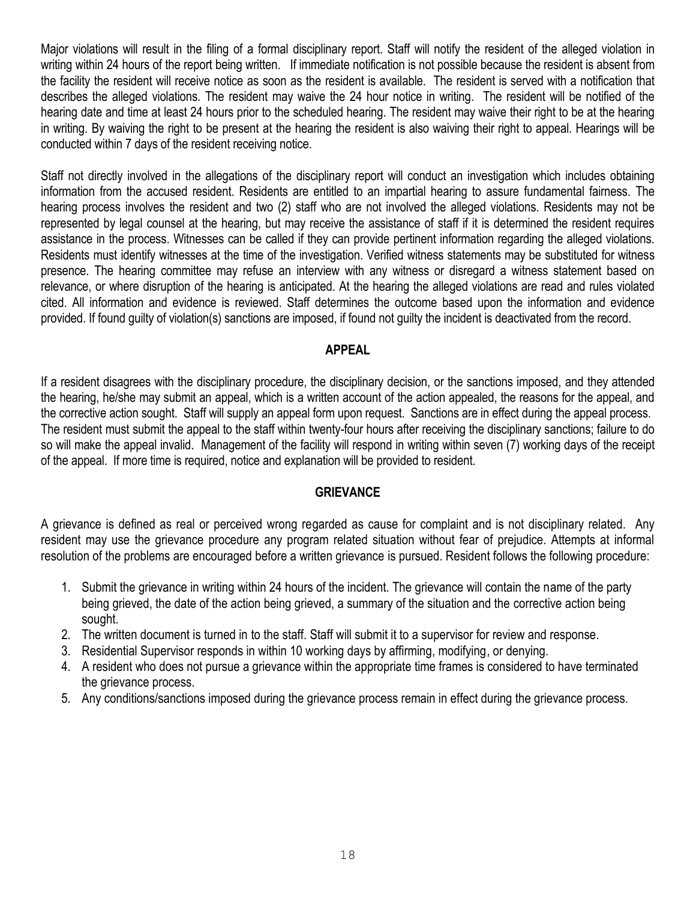Major violations will result in the filing of a formal disciplinary report. Staff will notify the resident of the alleged violation in writing within 24 hours of the report being written. If immediate notification is not possible because the resident is absent from the facility the resident will receive notice as soon as the resident is available. The resident is served with a notification that describes the alleged violations. The resident may waive the 24 hour notice in writing. The resident will be notified of the hearing date and time at least 24 hours prior to the scheduled hearing. The resident may waive their right to be at the hearing in writing. By waiving the right to be present at the hearing the resident is also waiving their right to appeal. Hearings will be conducted within 7 days of the resident receiving notice.

Staff not directly involved in the allegations of the disciplinary report will conduct an investigation which includes obtaining information from the accused resident. Residents are entitled to an impartial hearing to assure fundamental fairness. The hearing process involves the resident and two (2) staff who are not involved the alleged violations. Residents may not be represented by legal counsel at the hearing, but may receive the assistance of staff if it is determined the resident requires assistance in the process. Witnesses can be called if they can provide pertinent information regarding the alleged violations. Residents must identify witnesses at the time of the investigation. Verified witness statements may be substituted for witness presence. The hearing committee may refuse an interview with any witness or disregard a witness statement based on relevance, or where disruption of the hearing is anticipated. At the hearing the alleged violations are read and rules violated cited. All information and evidence is reviewed. Staff determines the outcome based upon the information and evidence provided. If found guilty of violation(s) sanctions are imposed, if found not guilty the incident is deactivated from the record.

## APPEAL

If a resident disagrees with the disciplinary procedure, the disciplinary decision, or the sanctions imposed, and they attended the hearing, he/she may submit an appeal, which is a written account of the action appealed, the reasons for the appeal, and the corrective action sought. Staff will supply an appeal form upon request. Sanctions are in effect during the appeal process. The resident must submit the appeal to the staff within twenty-four hours after receiving the disciplinary sanctions; failure to do so will make the appeal invalid. Management of the facility will respond in writing within seven (7) working days of the receipt of the appeal. If more time is required, notice and explanation will be provided to resident.

## GRIEVANCE

A grievance is defined as real or perceived wrong regarded as cause for complaint and is not disciplinary related. Any resident may use the grievance procedure any program related situation without fear of prejudice. Attempts at informal resolution of the problems are encouraged before a written grievance is pursued. Resident follows the following procedure:

1. Submit the grievance in writing within 24 hours of the incident. The grievance will contain the name of the party being grieved, the date of the action being grieved, a summary of the situation and the corrective action being sought.
2. The written document is turned in to the staff. Staff will submit it to a supervisor for review and response.
3. Residential Supervisor responds in within 10 working days by affirming, modifying, or denying.
4. A resident who does not pursue a grievance within the appropriate time frames is considered to have terminated the grievance process.
5. Any conditions/sanctions imposed during the grievance process remain in effect during the grievance process.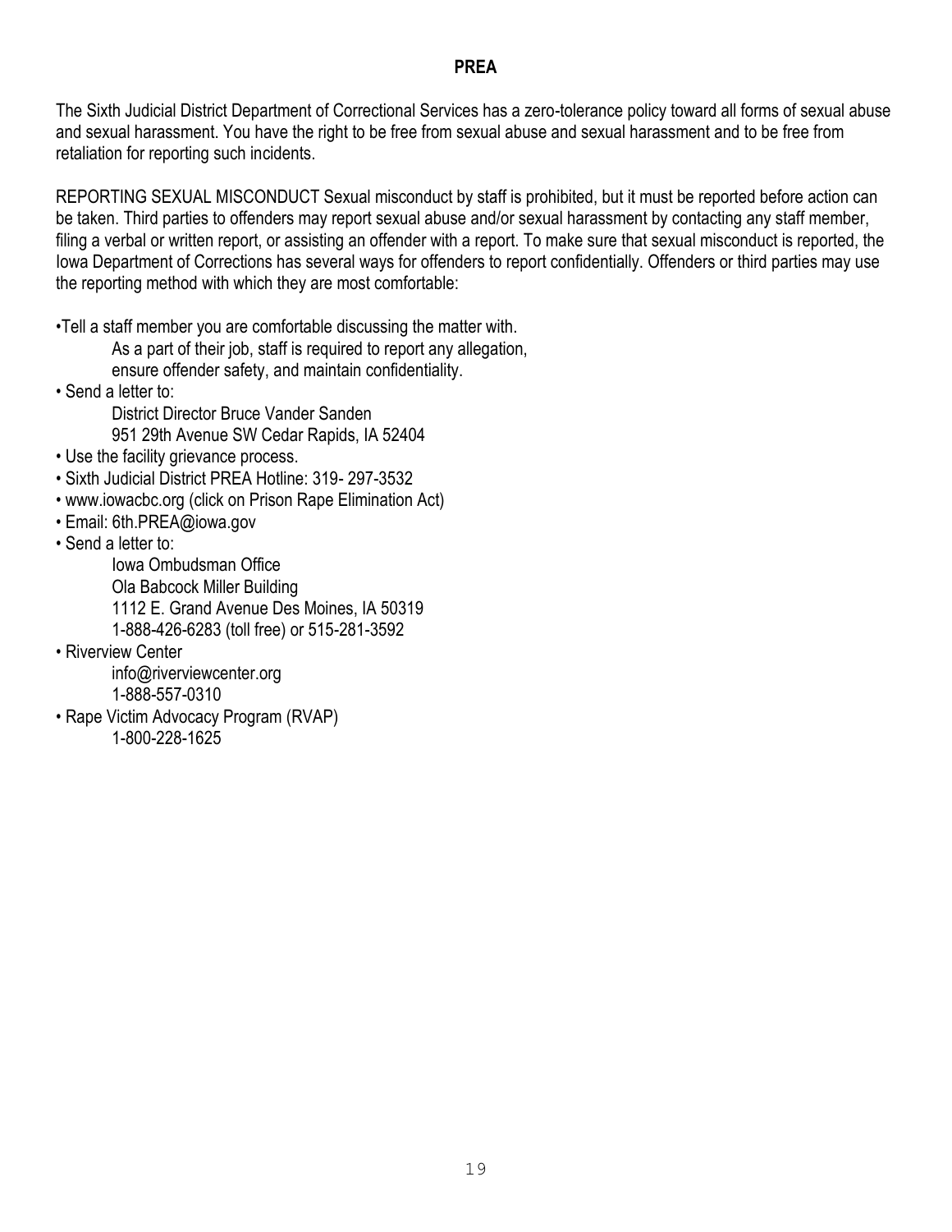## PREA

The Sixth Judicial District Department of Correctional Services has a zero-tolerance policy toward all forms of sexual abuse and sexual harassment. You have the right to be free from sexual abuse and sexual harassment and to be free from retaliation for reporting such incidents.

REPORTING SEXUAL MISCONDUCT Sexual misconduct by staff is prohibited, but it must be reported before action can be taken. Third parties to offenders may report sexual abuse and/or sexual harassment by contacting any staff member, filing a verbal or written report, or assisting an offender with a report. To make sure that sexual misconduct is reported, the Iowa Department of Corrections has several ways for offenders to report confidentially. Offenders or third parties may use the reporting method with which they are most comfortable:

- Tell a staff member you are comfortable discussing the matter with.
  As a part of their job, staff is required to report any allegation,
  ensure offender safety, and maintain confidentiality.
- Send a letter to:
  District Director Bruce Vander Sanden
  951 29th Avenue SW Cedar Rapids, IA 52404
- Use the facility grievance process.
- Sixth Judicial District PREA Hotline: 319- 297-3532
- www.iowacbc.org (click on Prison Rape Elimination Act)
- Email: 6th.PREA@iowa.gov
- Send a letter to:
  Iowa Ombudsman Office
  Ola Babcock Miller Building
  1112 E. Grand Avenue Des Moines, IA 50319
  1-888-426-6283 (toll free) or 515-281-3592
- Riverview Center
  info@riverviewcenter.org
  1-888-557-0310
- Rape Victim Advocacy Program (RVAP)
  1-800-228-1625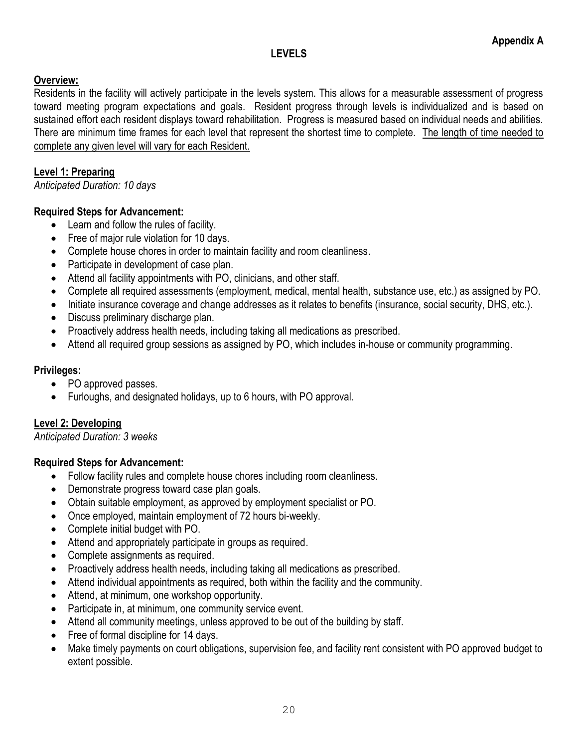**Appendix A**

# LEVELS

## Overview:

Residents in the facility will actively participate in the levels system. This allows for a measurable assessment of progress toward meeting program expectations and goals. Resident progress through levels is individualized and is based on sustained effort each resident displays toward rehabilitation. Progress is measured based on individual needs and abilities. There are minimum time frames for each level that represent the shortest time to complete. <u>The length of time needed to complete any given level will vary for each Resident.</u>

## Level 1: Preparing

*Anticipated Duration: 10 days*

### Required Steps for Advancement:

- Learn and follow the rules of facility.
- Free of major rule violation for 10 days.
- Complete house chores in order to maintain facility and room cleanliness.
- Participate in development of case plan.
- Attend all facility appointments with PO, clinicians, and other staff.
- Complete all required assessments (employment, medical, mental health, substance use, etc.) as assigned by PO.
- Initiate insurance coverage and change addresses as it relates to benefits (insurance, social security, DHS, etc.).
- Discuss preliminary discharge plan.
- Proactively address health needs, including taking all medications as prescribed.
- Attend all required group sessions as assigned by PO, which includes in-house or community programming.

### Privileges:

- PO approved passes.
- Furloughs, and designated holidays, up to 6 hours, with PO approval.

## Level 2: Developing

*Anticipated Duration: 3 weeks*

### Required Steps for Advancement:

- Follow facility rules and complete house chores including room cleanliness.
- Demonstrate progress toward case plan goals.
- Obtain suitable employment, as approved by employment specialist or PO.
- Once employed, maintain employment of 72 hours bi-weekly.
- Complete initial budget with PO.
- Attend and appropriately participate in groups as required.
- Complete assignments as required.
- Proactively address health needs, including taking all medications as prescribed.
- Attend individual appointments as required, both within the facility and the community.
- Attend, at minimum, one workshop opportunity.
- Participate in, at minimum, one community service event.
- Attend all community meetings, unless approved to be out of the building by staff.
- Free of formal discipline for 14 days.
- Make timely payments on court obligations, supervision fee, and facility rent consistent with PO approved budget to extent possible.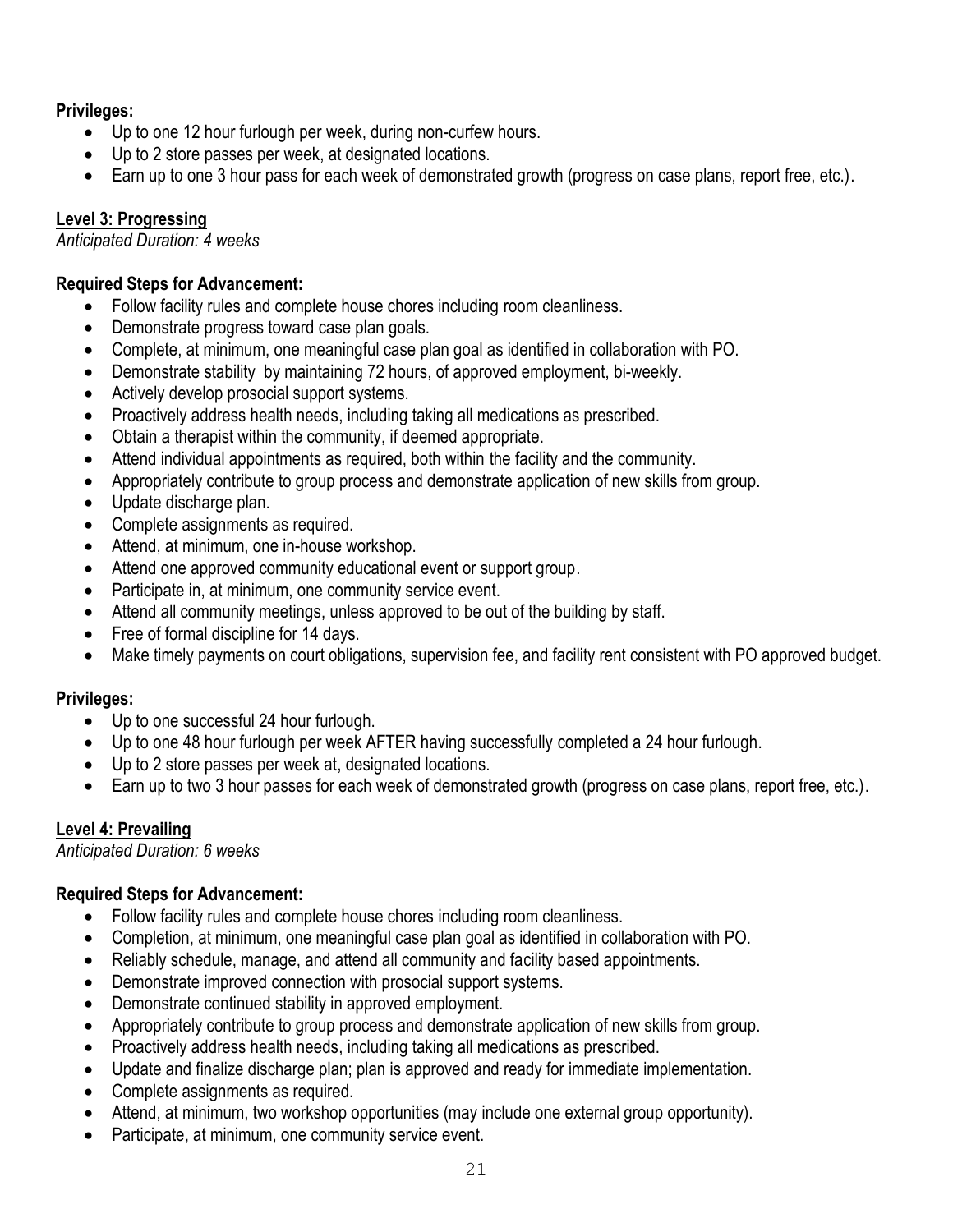**Privileges:**

- Up to one 12 hour furlough per week, during non-curfew hours.
- Up to 2 store passes per week, at designated locations.
- Earn up to one 3 hour pass for each week of demonstrated growth (progress on case plans, report free, etc.).

## Level 3: Progressing

*Anticipated Duration: 4 weeks*

**Required Steps for Advancement:**

- Follow facility rules and complete house chores including room cleanliness.
- Demonstrate progress toward case plan goals.
- Complete, at minimum, one meaningful case plan goal as identified in collaboration with PO.
- Demonstrate stability by maintaining 72 hours, of approved employment, bi-weekly.
- Actively develop prosocial support systems.
- Proactively address health needs, including taking all medications as prescribed.
- Obtain a therapist within the community, if deemed appropriate.
- Attend individual appointments as required, both within the facility and the community.
- Appropriately contribute to group process and demonstrate application of new skills from group.
- Update discharge plan.
- Complete assignments as required.
- Attend, at minimum, one in-house workshop.
- Attend one approved community educational event or support group.
- Participate in, at minimum, one community service event.
- Attend all community meetings, unless approved to be out of the building by staff.
- Free of formal discipline for 14 days.
- Make timely payments on court obligations, supervision fee, and facility rent consistent with PO approved budget.

**Privileges:**

- Up to one successful 24 hour furlough.
- Up to one 48 hour furlough per week AFTER having successfully completed a 24 hour furlough.
- Up to 2 store passes per week at, designated locations.
- Earn up to two 3 hour passes for each week of demonstrated growth (progress on case plans, report free, etc.).

## Level 4: Prevailing

*Anticipated Duration: 6 weeks*

**Required Steps for Advancement:**

- Follow facility rules and complete house chores including room cleanliness.
- Completion, at minimum, one meaningful case plan goal as identified in collaboration with PO.
- Reliably schedule, manage, and attend all community and facility based appointments.
- Demonstrate improved connection with prosocial support systems.
- Demonstrate continued stability in approved employment.
- Appropriately contribute to group process and demonstrate application of new skills from group.
- Proactively address health needs, including taking all medications as prescribed.
- Update and finalize discharge plan; plan is approved and ready for immediate implementation.
- Complete assignments as required.
- Attend, at minimum, two workshop opportunities (may include one external group opportunity).
- Participate, at minimum, one community service event.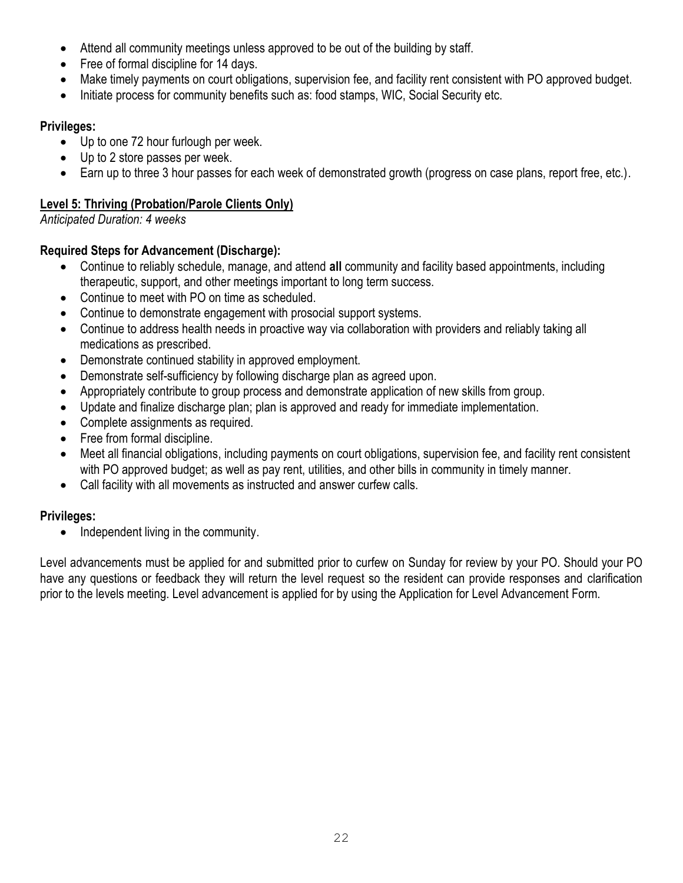- Attend all community meetings unless approved to be out of the building by staff.
- Free of formal discipline for 14 days.
- Make timely payments on court obligations, supervision fee, and facility rent consistent with PO approved budget.
- Initiate process for community benefits such as: food stamps, WIC, Social Security etc.

**Privileges:**

- Up to one 72 hour furlough per week.
- Up to 2 store passes per week.
- Earn up to three 3 hour passes for each week of demonstrated growth (progress on case plans, report free, etc.).

**Level 5: Thriving (Probation/Parole Clients Only)**

*Anticipated Duration: 4 weeks*

**Required Steps for Advancement (Discharge):**

- Continue to reliably schedule, manage, and attend **all** community and facility based appointments, including therapeutic, support, and other meetings important to long term success.
- Continue to meet with PO on time as scheduled.
- Continue to demonstrate engagement with prosocial support systems.
- Continue to address health needs in proactive way via collaboration with providers and reliably taking all medications as prescribed.
- Demonstrate continued stability in approved employment.
- Demonstrate self-sufficiency by following discharge plan as agreed upon.
- Appropriately contribute to group process and demonstrate application of new skills from group.
- Update and finalize discharge plan; plan is approved and ready for immediate implementation.
- Complete assignments as required.
- Free from formal discipline.
- Meet all financial obligations, including payments on court obligations, supervision fee, and facility rent consistent with PO approved budget; as well as pay rent, utilities, and other bills in community in timely manner.
- Call facility with all movements as instructed and answer curfew calls.

**Privileges:**

- Independent living in the community.

Level advancements must be applied for and submitted prior to curfew on Sunday for review by your PO. Should your PO have any questions or feedback they will return the level request so the resident can provide responses and clarification prior to the levels meeting. Level advancement is applied for by using the Application for Level Advancement Form.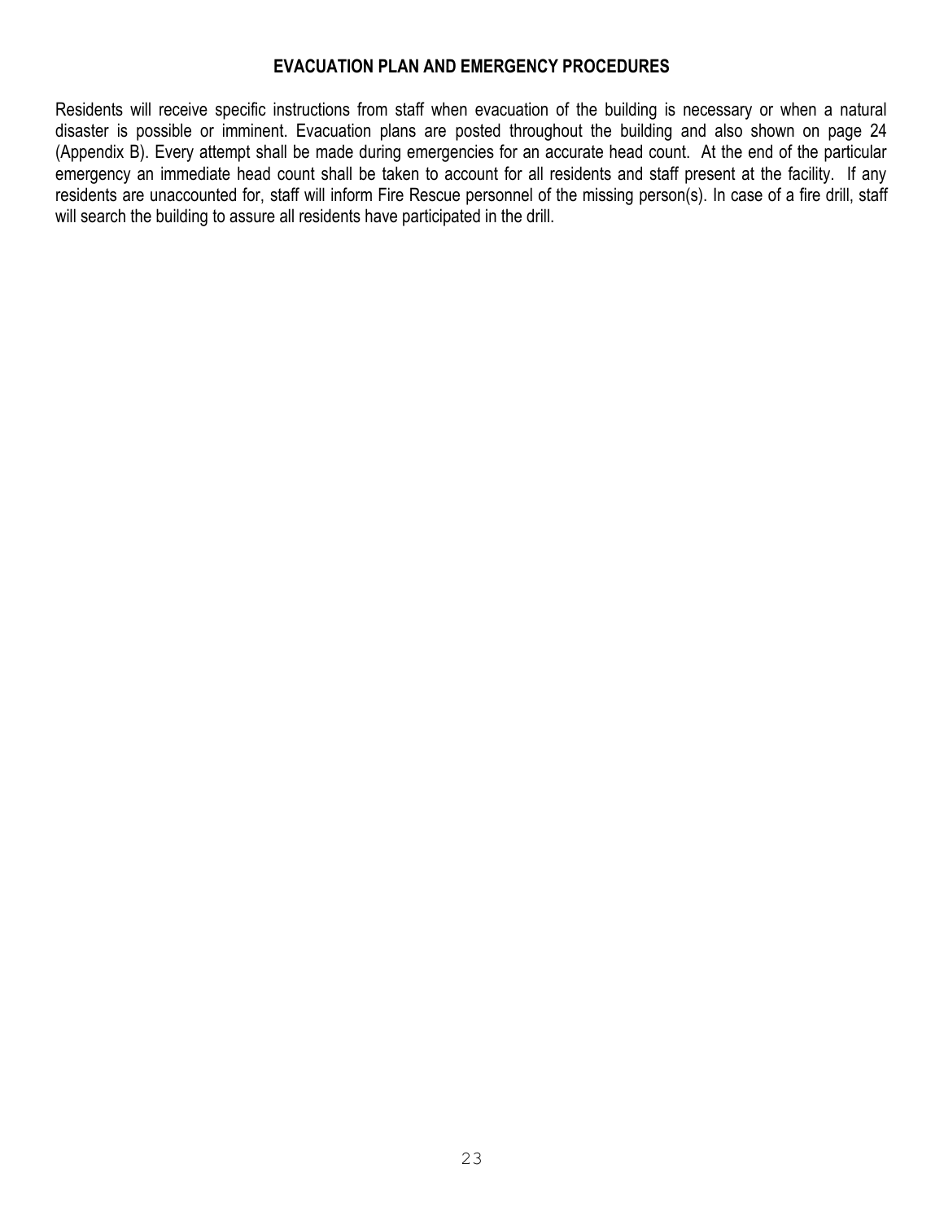## EVACUATION PLAN AND EMERGENCY PROCEDURES

Residents will receive specific instructions from staff when evacuation of the building is necessary or when a natural disaster is possible or imminent. Evacuation plans are posted throughout the building and also shown on page 24 (Appendix B). Every attempt shall be made during emergencies for an accurate head count. At the end of the particular emergency an immediate head count shall be taken to account for all residents and staff present at the facility. If any residents are unaccounted for, staff will inform Fire Rescue personnel of the missing person(s). In case of a fire drill, staff will search the building to assure all residents have participated in the drill.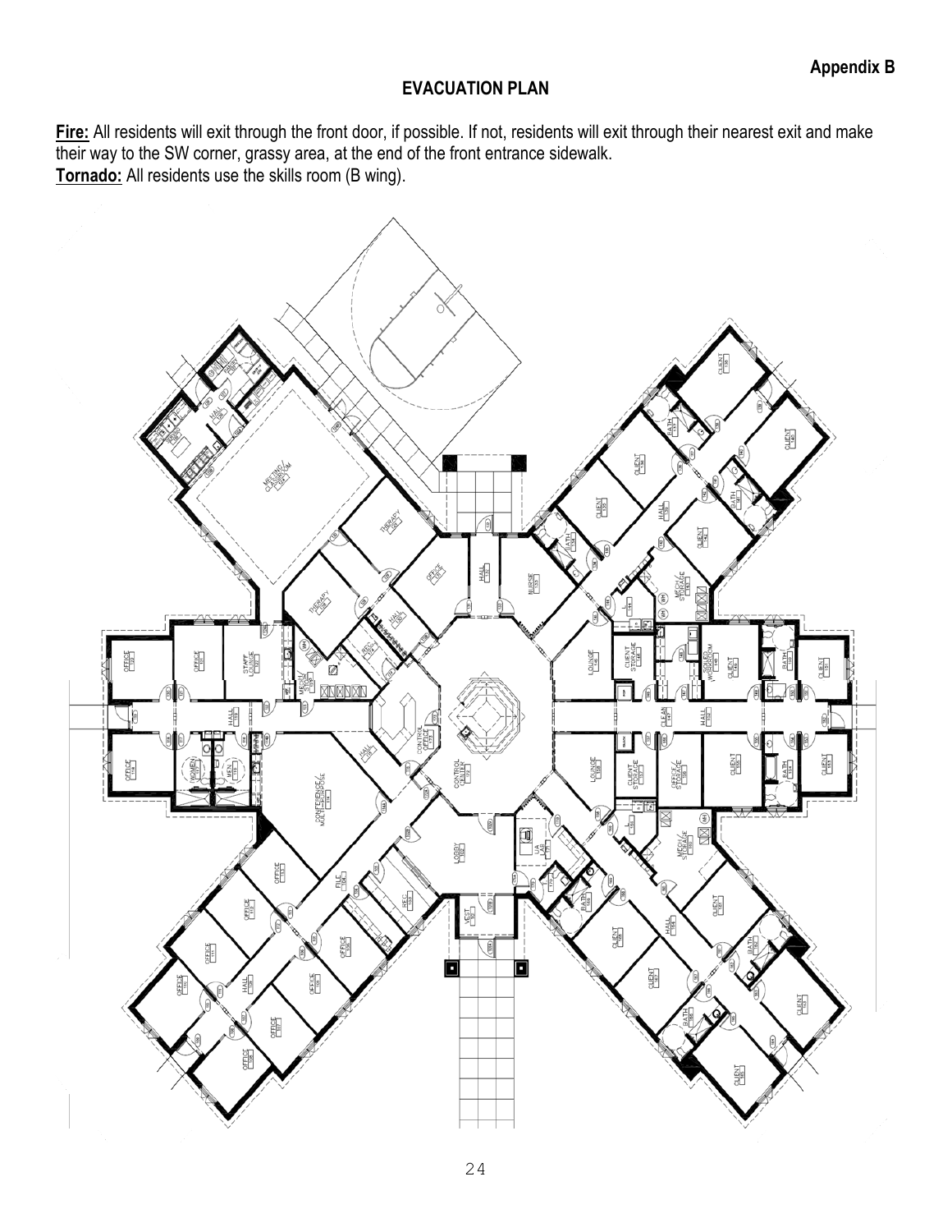**Appendix B**

## EVACUATION PLAN

**Fire:** All residents will exit through the front door, if possible. If not, residents will exit through their nearest exit and make their way to the SW corner, grassy area, at the end of the front entrance sidewalk.

**Tornado:** All residents use the skills room (B wing).